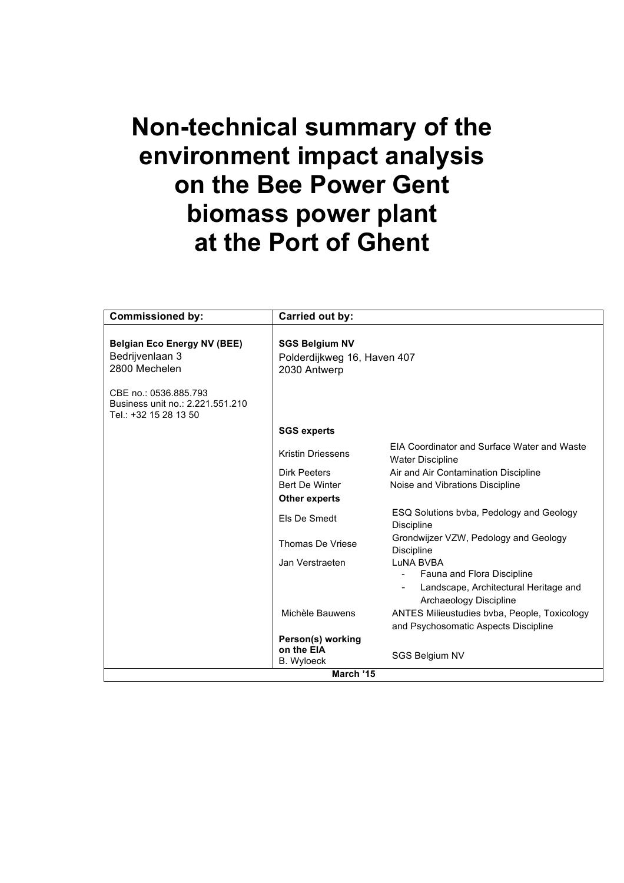# Non-technical summary of the environment impact analysis on the Bee Power Gent biomass power plant at the Port of Ghent

| Commissioned by: | Carried out by: | |
|---|---|---|
| **Belgian Eco Energy NV (BEE)**<br>Bedrijvenlaan 3<br>2800 Mechelen<br><br>CBE no.: 0536.885.793<br>Business unit no.: 2.221.551.210<br>Tel.: +32 15 28 13 50 | **SGS Belgium NV**<br>Polderdijkweg 16, Haven 407<br>2030 Antwerp | |
| | **SGS experts** | |
| | Kristin Driessens | EIA Coordinator and Surface Water and Waste Water Discipline |
| | Dirk Peeters | Air and Air Contamination Discipline |
| | Bert De Winter | Noise and Vibrations Discipline |
| | **Other experts** | |
| | Els De Smedt | ESQ Solutions bvba, Pedology and Geology Discipline |
| | Thomas De Vriese | Grondwijzer VZW, Pedology and Geology Discipline |
| | Jan Verstraeten | LuNA BVBA<br>- Fauna and Flora Discipline<br>- Landscape, Architectural Heritage and Archaeology Discipline |
| | Michèle Bauwens | ANTES Milieustudies bvba, People, Toxicology and Psychosomatic Aspects Discipline |
| | **Person(s) working on the EIA**<br>B. Wyloeck | SGS Belgium NV |
| **March '15** | | |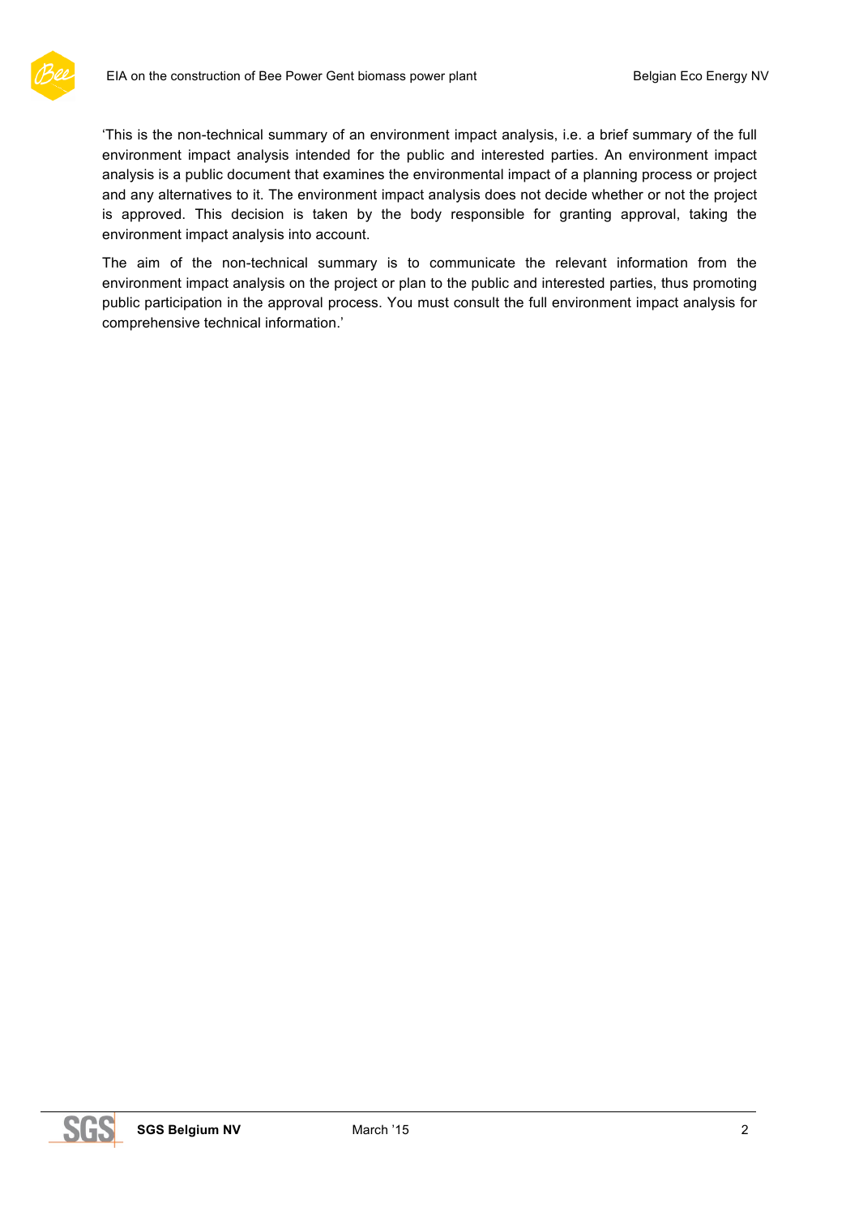‘This is the non-technical summary of an environment impact analysis, i.e. a brief summary of the full environment impact analysis intended for the public and interested parties. An environment impact analysis is a public document that examines the environmental impact of a planning process or project and any alternatives to it. The environment impact analysis does not decide whether or not the project is approved. This decision is taken by the body responsible for granting approval, taking the environment impact analysis into account.

The aim of the non-technical summary is to communicate the relevant information from the environment impact analysis on the project or plan to the public and interested parties, thus promoting public participation in the approval process. You must consult the full environment impact analysis for comprehensive technical information.’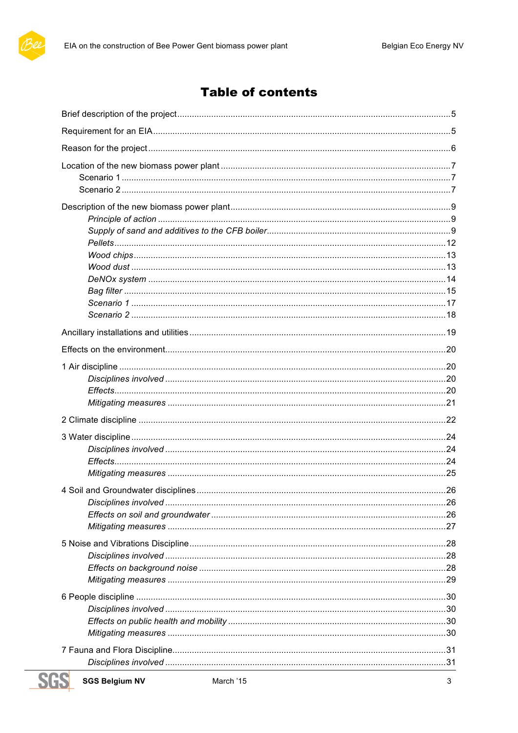# Table of contents

Brief description of the project ........................................ 5

Requirement for an EIA ........................................ 5

Reason for the project ........................................ 6

Location of the new biomass power plant ........................................ 7
- Scenario 1 ........................................ 7
- Scenario 2 ........................................ 7

Description of the new biomass power plant ........................................ 9
- *Principle of action* ........................................ 9
- *Supply of sand and additives to the CFB boiler* ........................................ 9
- *Pellets* ........................................ 12
- *Wood chips* ........................................ 13
- *Wood dust* ........................................ 13
- *DeNOx system* ........................................ 14
- *Bag filter* ........................................ 15
- *Scenario 1* ........................................ 17
- *Scenario 2* ........................................ 18

Ancillary installations and utilities ........................................ 19

Effects on the environment ........................................ 20

1 Air discipline ........................................ 20
- *Disciplines involved* ........................................ 20
- *Effects* ........................................ 20
- *Mitigating measures* ........................................ 21

2 Climate discipline ........................................ 22

3 Water discipline ........................................ 24
- *Disciplines involved* ........................................ 24
- *Effects* ........................................ 24
- *Mitigating measures* ........................................ 25

4 Soil and Groundwater disciplines ........................................ 26
- *Disciplines involved* ........................................ 26
- *Effects on soil and groundwater* ........................................ 26
- *Mitigating measures* ........................................ 27

5 Noise and Vibrations Discipline ........................................ 28
- *Disciplines involved* ........................................ 28
- *Effects on background noise* ........................................ 28
- *Mitigating measures* ........................................ 29

6 People discipline ........................................ 30
- *Disciplines involved* ........................................ 30
- *Effects on public health and mobility* ........................................ 30
- *Mitigating measures* ........................................ 30

7 Fauna and Flora Discipline ........................................ 31
- *Disciplines involved* ........................................ 31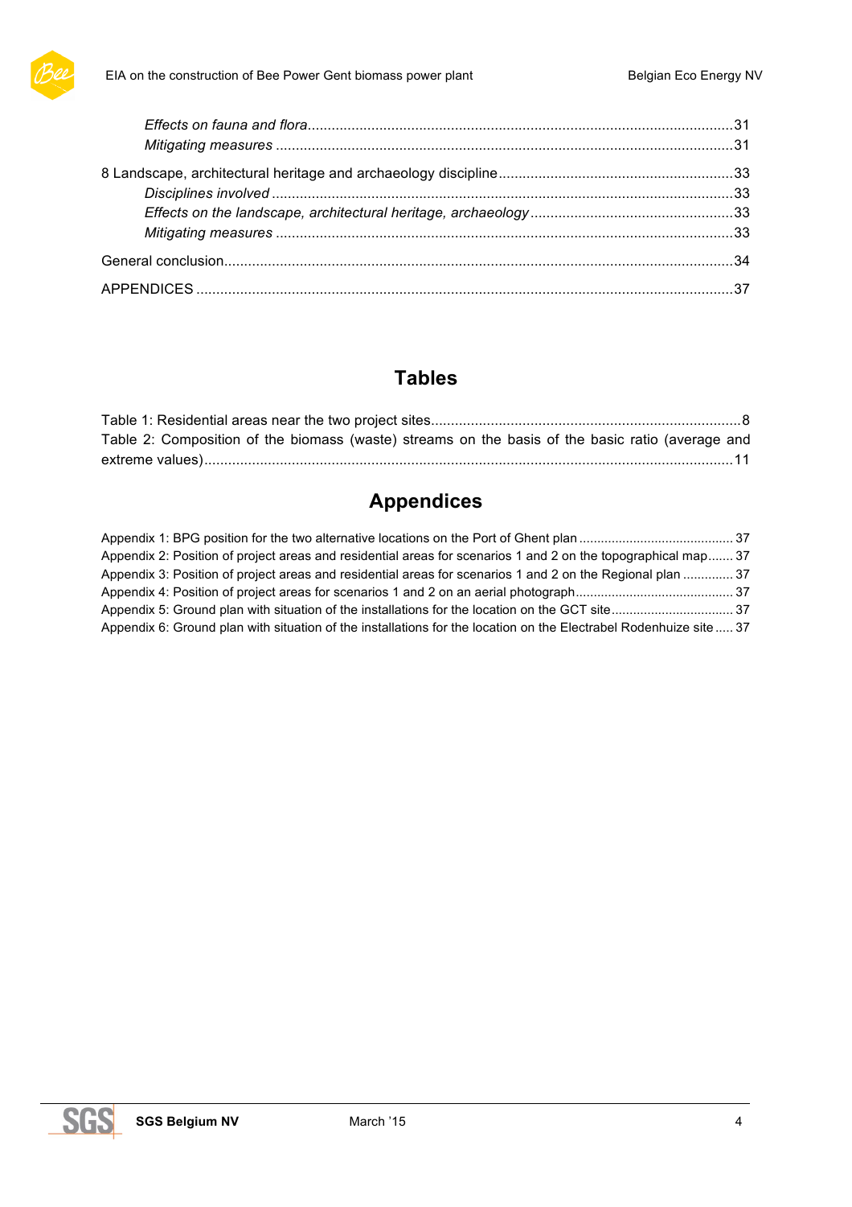*Effects on fauna and flora*..........................................................................................................31

*Mitigating measures* ..................................................................................................................31

8 Landscape, architectural heritage and archaeology discipline...........................................................33

*Disciplines involved* ...................................................................................................................33

*Effects on the landscape, architectural heritage, archaeology*...................................................33

*Mitigating measures* ..................................................................................................................33

General conclusion...............................................................................................................................34

APPENDICES ......................................................................................................................................37

## Tables

Table 1: Residential areas near the two project sites..............................................................................8

Table 2: Composition of the biomass (waste) streams on the basis of the basic ratio (average and extreme values)....................................................................................................................................11

## Appendices

Appendix 1: BPG position for the two alternative locations on the Port of Ghent plan .......................................... 37

Appendix 2: Position of project areas and residential areas for scenarios 1 and 2 on the topographical map....... 37

Appendix 3: Position of project areas and residential areas for scenarios 1 and 2 on the Regional plan ............. 37

Appendix 4: Position of project areas for scenarios 1 and 2 on an aerial photograph........................................... 37

Appendix 5: Ground plan with situation of the installations for the location on the GCT site................................. 37

Appendix 6: Ground plan with situation of the installations for the location on the Electrabel Rodenhuize site ..... 37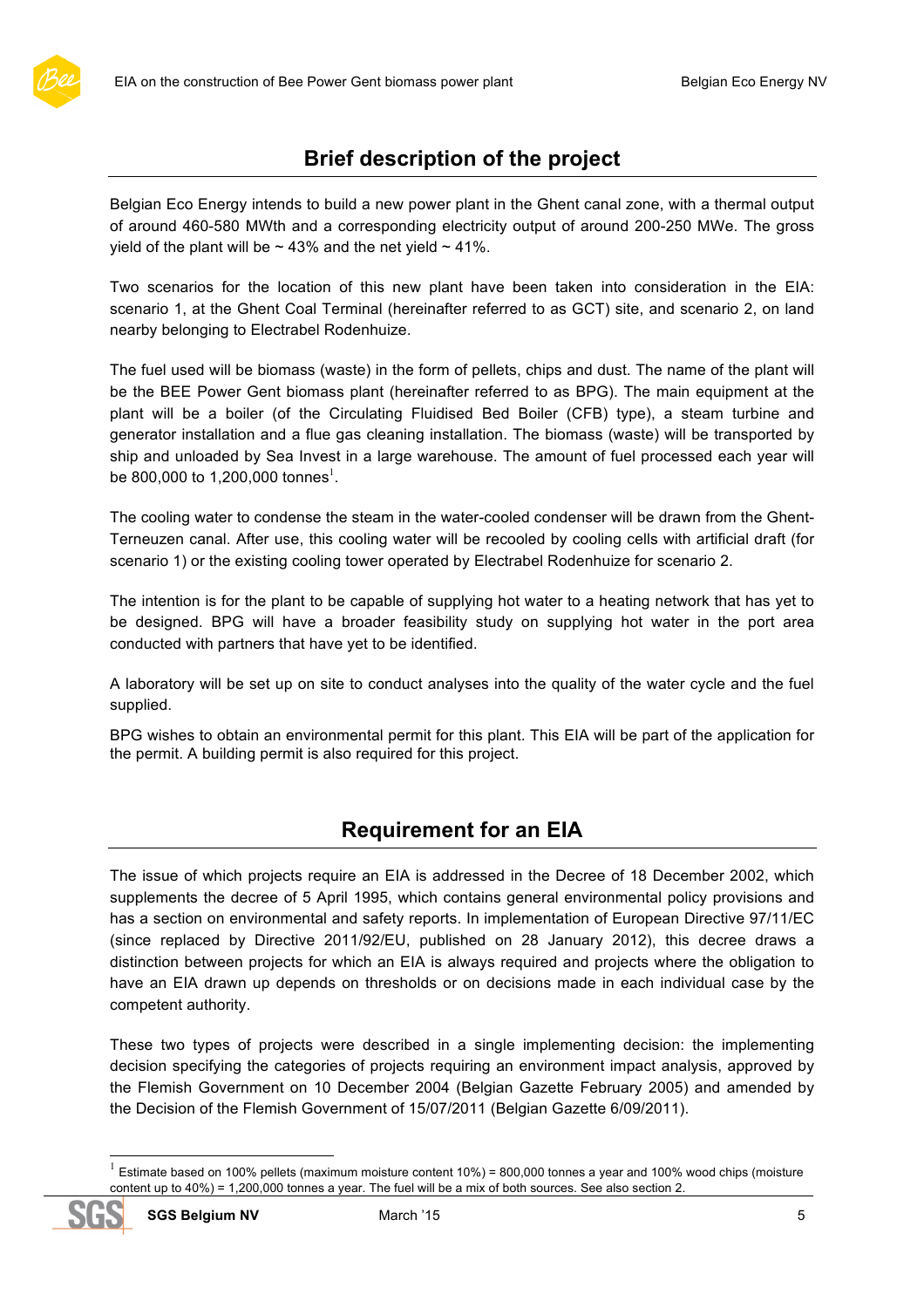## Brief description of the project

Belgian Eco Energy intends to build a new power plant in the Ghent canal zone, with a thermal output of around 460-580 MWth and a corresponding electricity output of around 200-250 MWe. The gross yield of the plant will be ~ 43% and the net yield ~ 41%.

Two scenarios for the location of this new plant have been taken into consideration in the EIA: scenario 1, at the Ghent Coal Terminal (hereinafter referred to as GCT) site, and scenario 2, on land nearby belonging to Electrabel Rodenhuize.

The fuel used will be biomass (waste) in the form of pellets, chips and dust. The name of the plant will be the BEE Power Gent biomass plant (hereinafter referred to as BPG). The main equipment at the plant will be a boiler (of the Circulating Fluidised Bed Boiler (CFB) type), a steam turbine and generator installation and a flue gas cleaning installation. The biomass (waste) will be transported by ship and unloaded by Sea Invest in a large warehouse. The amount of fuel processed each year will be 800,000 to 1,200,000 tonnes[1].

The cooling water to condense the steam in the water-cooled condenser will be drawn from the Ghent-Terneuzen canal. After use, this cooling water will be recooled by cooling cells with artificial draft (for scenario 1) or the existing cooling tower operated by Electrabel Rodenhuize for scenario 2.

The intention is for the plant to be capable of supplying hot water to a heating network that has yet to be designed. BPG will have a broader feasibility study on supplying hot water in the port area conducted with partners that have yet to be identified.

A laboratory will be set up on site to conduct analyses into the quality of the water cycle and the fuel supplied.

BPG wishes to obtain an environmental permit for this plant. This EIA will be part of the application for the permit. A building permit is also required for this project.

## Requirement for an EIA

The issue of which projects require an EIA is addressed in the Decree of 18 December 2002, which supplements the decree of 5 April 1995, which contains general environmental policy provisions and has a section on environmental and safety reports. In implementation of European Directive 97/11/EC (since replaced by Directive 2011/92/EU, published on 28 January 2012), this decree draws a distinction between projects for which an EIA is always required and projects where the obligation to have an EIA drawn up depends on thresholds or on decisions made in each individual case by the competent authority.

These two types of projects were described in a single implementing decision: the implementing decision specifying the categories of projects requiring an environment impact analysis, approved by the Flemish Government on 10 December 2004 (Belgian Gazette February 2005) and amended by the Decision of the Flemish Government of 15/07/2011 (Belgian Gazette 6/09/2011).

---

[1] Estimate based on 100% pellets (maximum moisture content 10%) = 800,000 tonnes a year and 100% wood chips (moisture content up to 40%) = 1,200,000 tonnes a year. The fuel will be a mix of both sources. See also section 2.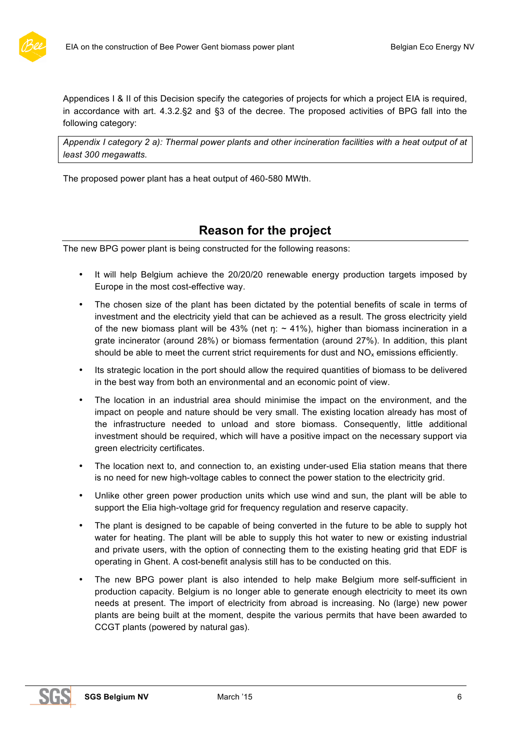Appendices I & II of this Decision specify the categories of projects for which a project EIA is required, in accordance with art. 4.3.2.§2 and §3 of the decree. The proposed activities of BPG fall into the following category:

> *Appendix I category 2 a): Thermal power plants and other incineration facilities with a heat output of at least 300 megawatts.*

The proposed power plant has a heat output of 460-580 MWth.

## Reason for the project

The new BPG power plant is being constructed for the following reasons:

- It will help Belgium achieve the 20/20/20 renewable energy production targets imposed by Europe in the most cost-effective way.
- The chosen size of the plant has been dictated by the potential benefits of scale in terms of investment and the electricity yield that can be achieved as a result. The gross electricity yield of the new biomass plant will be 43% (net $\eta$: ~ 41%), higher than biomass incineration in a grate incinerator (around 28%) or biomass fermentation (around 27%). In addition, this plant should be able to meet the current strict requirements for dust and $NO_x$ emissions efficiently.
- Its strategic location in the port should allow the required quantities of biomass to be delivered in the best way from both an environmental and an economic point of view.
- The location in an industrial area should minimise the impact on the environment, and the impact on people and nature should be very small. The existing location already has most of the infrastructure needed to unload and store biomass. Consequently, little additional investment should be required, which will have a positive impact on the necessary support via green electricity certificates.
- The location next to, and connection to, an existing under-used Elia station means that there is no need for new high-voltage cables to connect the power station to the electricity grid.
- Unlike other green power production units which use wind and sun, the plant will be able to support the Elia high-voltage grid for frequency regulation and reserve capacity.
- The plant is designed to be capable of being converted in the future to be able to supply hot water for heating. The plant will be able to supply this hot water to new or existing industrial and private users, with the option of connecting them to the existing heating grid that EDF is operating in Ghent. A cost-benefit analysis still has to be conducted on this.
- The new BPG power plant is also intended to help make Belgium more self-sufficient in production capacity. Belgium is no longer able to generate enough electricity to meet its own needs at present. The import of electricity from abroad is increasing. No (large) new power plants are being built at the moment, despite the various permits that have been awarded to CCGT plants (powered by natural gas).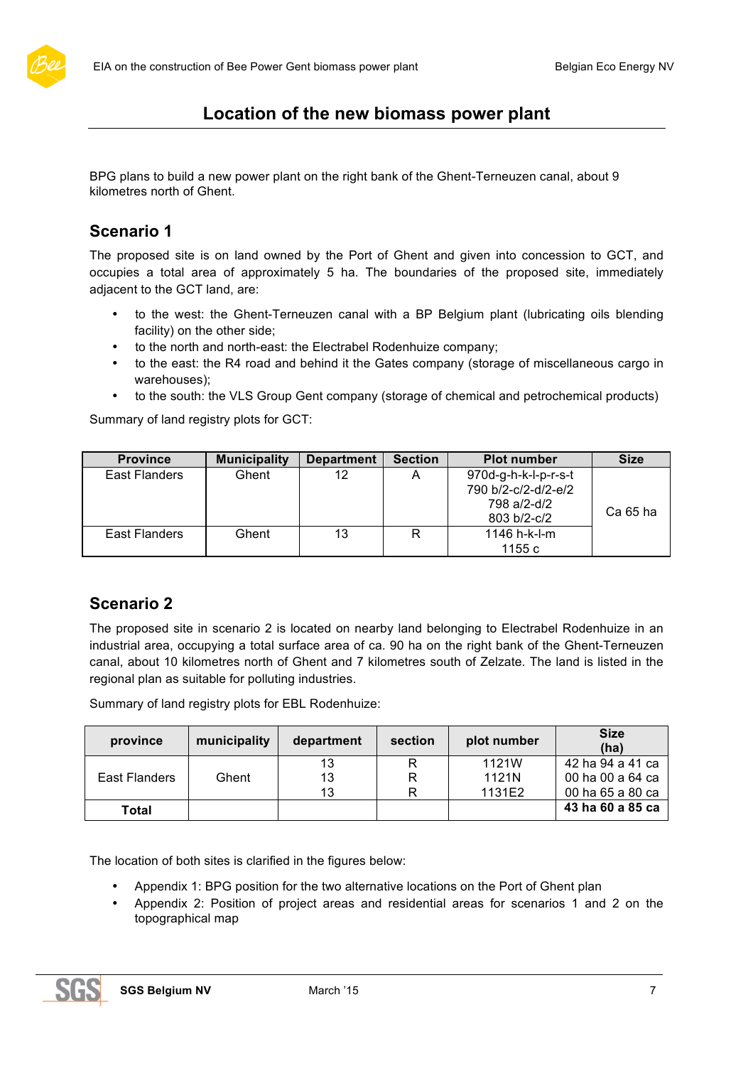## Location of the new biomass power plant

BPG plans to build a new power plant on the right bank of the Ghent-Terneuzen canal, about 9 kilometres north of Ghent.

### Scenario 1

The proposed site is on land owned by the Port of Ghent and given into concession to GCT, and occupies a total area of approximately 5 ha. The boundaries of the proposed site, immediately adjacent to the GCT land, are:

- to the west: the Ghent-Terneuzen canal with a BP Belgium plant (lubricating oils blending facility) on the other side;
- to the north and north-east: the Electrabel Rodenhuize company;
- to the east: the R4 road and behind it the Gates company (storage of miscellaneous cargo in warehouses);
- to the south: the VLS Group Gent company (storage of chemical and petrochemical products)

Summary of land registry plots for GCT:

| Province | Municipality | Department | Section | Plot number | Size |
|---|---|---|---|---|---|
| East Flanders | Ghent | 12 | A | 970d-g-h-k-l-p-r-s-t<br>790 b/2-c/2-d/2-e/2<br>798 a/2-d/2<br>803 b/2-c/2 | Ca 65 ha |
| East Flanders | Ghent | 13 | R | 1146 h-k-l-m<br>1155 c | |

### Scenario 2

The proposed site in scenario 2 is located on nearby land belonging to Electrabel Rodenhuize in an industrial area, occupying a total surface area of ca. 90 ha on the right bank of the Ghent-Terneuzen canal, about 10 kilometres north of Ghent and 7 kilometres south of Zelzate. The land is listed in the regional plan as suitable for polluting industries.

Summary of land registry plots for EBL Rodenhuize:

| province | municipality | department | section | plot number | Size (ha) |
|---|---|---|---|---|---|
| East Flanders | Ghent | 13<br>13<br>13 | R<br>R<br>R | 1121W<br>1121N<br>1131E2 | 42 ha 94 a 41 ca<br>00 ha 00 a 64 ca<br>00 ha 65 a 80 ca |
| **Total** | | | | | **43 ha 60 a 85 ca** |

The location of both sites is clarified in the figures below:

- Appendix 1: BPG position for the two alternative locations on the Port of Ghent plan
- Appendix 2: Position of project areas and residential areas for scenarios 1 and 2 on the topographical map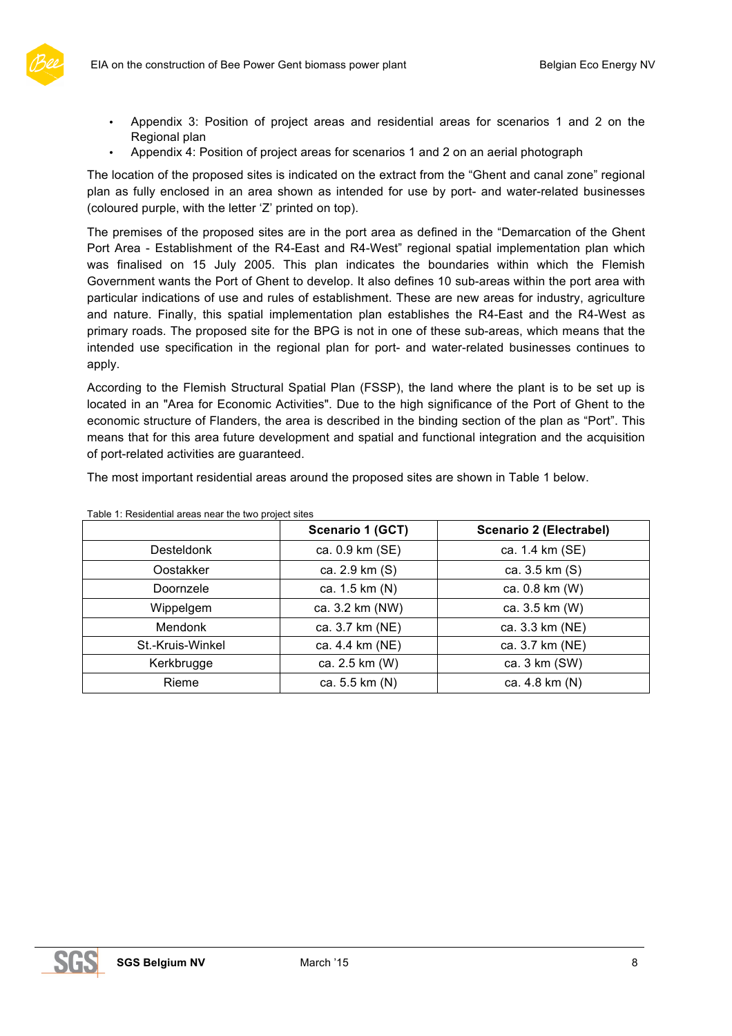- Appendix 3: Position of project areas and residential areas for scenarios 1 and 2 on the Regional plan
- Appendix 4: Position of project areas for scenarios 1 and 2 on an aerial photograph

The location of the proposed sites is indicated on the extract from the “Ghent and canal zone” regional plan as fully enclosed in an area shown as intended for use by port- and water-related businesses (coloured purple, with the letter ‘Z’ printed on top).

The premises of the proposed sites are in the port area as defined in the “Demarcation of the Ghent Port Area - Establishment of the R4-East and R4-West” regional spatial implementation plan which was finalised on 15 July 2005. This plan indicates the boundaries within which the Flemish Government wants the Port of Ghent to develop. It also defines 10 sub-areas within the port area with particular indications of use and rules of establishment. These are new areas for industry, agriculture and nature. Finally, this spatial implementation plan establishes the R4-East and the R4-West as primary roads. The proposed site for the BPG is not in one of these sub-areas, which means that the intended use specification in the regional plan for port- and water-related businesses continues to apply.

According to the Flemish Structural Spatial Plan (FSSP), the land where the plant is to be set up is located in an "Area for Economic Activities". Due to the high significance of the Port of Ghent to the economic structure of Flanders, the area is described in the binding section of the plan as “Port”. This means that for this area future development and spatial and functional integration and the acquisition of port-related activities are guaranteed.

The most important residential areas around the proposed sites are shown in Table 1 below.

Table 1: Residential areas near the two project sites

| | Scenario 1 (GCT) | Scenario 2 (Electrabel) |
|---|---|---|
| Desteldonk | ca. 0.9 km (SE) | ca. 1.4 km (SE) |
| Oostakker | ca. 2.9 km (S) | ca. 3.5 km (S) |
| Doornzele | ca. 1.5 km (N) | ca. 0.8 km (W) |
| Wippelgem | ca. 3.2 km (NW) | ca. 3.5 km (W) |
| Mendonk | ca. 3.7 km (NE) | ca. 3.3 km (NE) |
| St.-Kruis-Winkel | ca. 4.4 km (NE) | ca. 3.7 km (NE) |
| Kerkbrugge | ca. 2.5 km (W) | ca. 3 km (SW) |
| Rieme | ca. 5.5 km (N) | ca. 4.8 km (N) |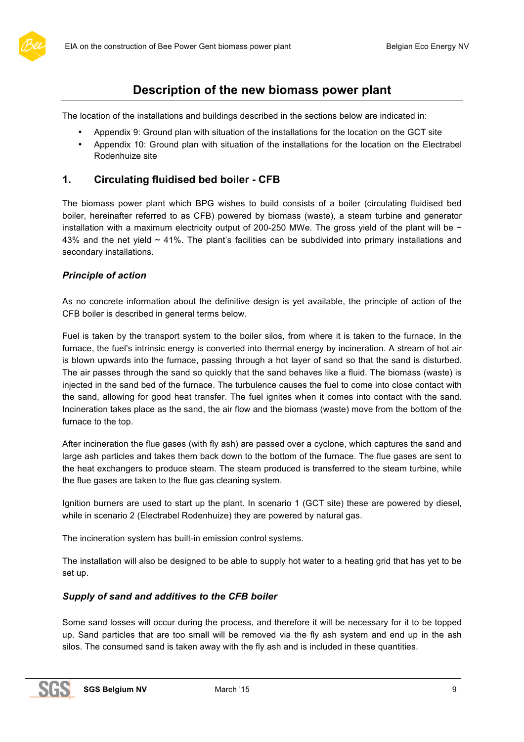# Description of the new biomass power plant

The location of the installations and buildings described in the sections below are indicated in:

- Appendix 9: Ground plan with situation of the installations for the location on the GCT site
- Appendix 10: Ground plan with situation of the installations for the location on the Electrabel Rodenhuize site

## 1. Circulating fluidised bed boiler - CFB

The biomass power plant which BPG wishes to build consists of a boiler (circulating fluidised bed boiler, hereinafter referred to as CFB) powered by biomass (waste), a steam turbine and generator installation with a maximum electricity output of 200-250 MWe. The gross yield of the plant will be ~ 43% and the net yield ~ 41%. The plant's facilities can be subdivided into primary installations and secondary installations.

### *Principle of action*

As no concrete information about the definitive design is yet available, the principle of action of the CFB boiler is described in general terms below.

Fuel is taken by the transport system to the boiler silos, from where it is taken to the furnace. In the furnace, the fuel's intrinsic energy is converted into thermal energy by incineration. A stream of hot air is blown upwards into the furnace, passing through a hot layer of sand so that the sand is disturbed. The air passes through the sand so quickly that the sand behaves like a fluid. The biomass (waste) is injected in the sand bed of the furnace. The turbulence causes the fuel to come into close contact with the sand, allowing for good heat transfer. The fuel ignites when it comes into contact with the sand. Incineration takes place as the sand, the air flow and the biomass (waste) move from the bottom of the furnace to the top.

After incineration the flue gases (with fly ash) are passed over a cyclone, which captures the sand and large ash particles and takes them back down to the bottom of the furnace. The flue gases are sent to the heat exchangers to produce steam. The steam produced is transferred to the steam turbine, while the flue gases are taken to the flue gas cleaning system.

Ignition burners are used to start up the plant. In scenario 1 (GCT site) these are powered by diesel, while in scenario 2 (Electrabel Rodenhuize) they are powered by natural gas.

The incineration system has built-in emission control systems.

The installation will also be designed to be able to supply hot water to a heating grid that has yet to be set up.

### *Supply of sand and additives to the CFB boiler*

Some sand losses will occur during the process, and therefore it will be necessary for it to be topped up. Sand particles that are too small will be removed via the fly ash system and end up in the ash silos. The consumed sand is taken away with the fly ash and is included in these quantities.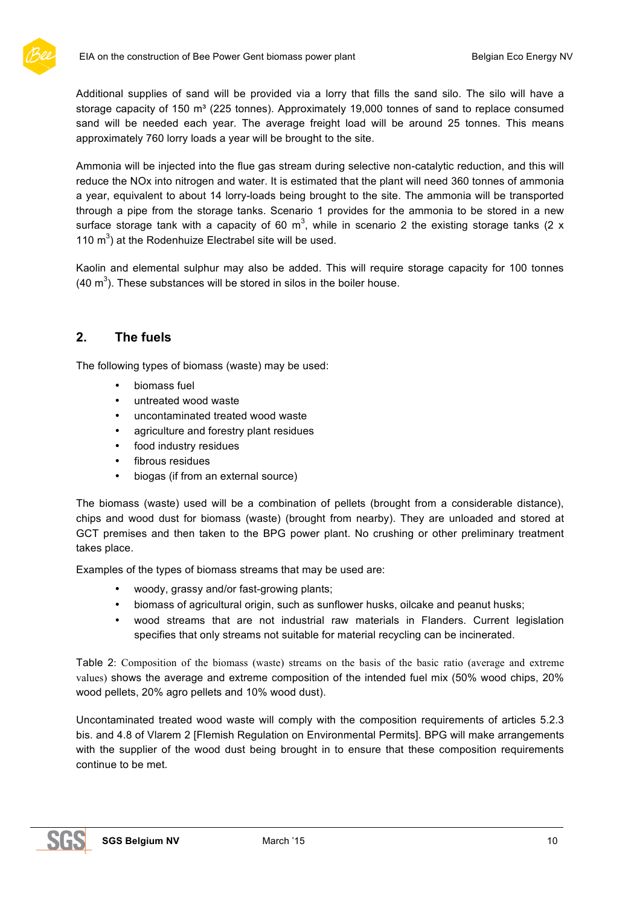Additional supplies of sand will be provided via a lorry that fills the sand silo. The silo will have a storage capacity of 150 m³ (225 tonnes). Approximately 19,000 tonnes of sand to replace consumed sand will be needed each year. The average freight load will be around 25 tonnes. This means approximately 760 lorry loads a year will be brought to the site.

Ammonia will be injected into the flue gas stream during selective non-catalytic reduction, and this will reduce the NOx into nitrogen and water. It is estimated that the plant will need 360 tonnes of ammonia a year, equivalent to about 14 lorry-loads being brought to the site. The ammonia will be transported through a pipe from the storage tanks. Scenario 1 provides for the ammonia to be stored in a new surface storage tank with a capacity of 60 $m^3$, while in scenario 2 the existing storage tanks (2 x 110 $m^3$) at the Rodenhuize Electrabel site will be used.

Kaolin and elemental sulphur may also be added. This will require storage capacity for 100 tonnes (40 $m^3$). These substances will be stored in silos in the boiler house.

## 2. The fuels

The following types of biomass (waste) may be used:

- biomass fuel
- untreated wood waste
- uncontaminated treated wood waste
- agriculture and forestry plant residues
- food industry residues
- fibrous residues
- biogas (if from an external source)

The biomass (waste) used will be a combination of pellets (brought from a considerable distance), chips and wood dust for biomass (waste) (brought from nearby). They are unloaded and stored at GCT premises and then taken to the BPG power plant. No crushing or other preliminary treatment takes place.

Examples of the types of biomass streams that may be used are:

- woody, grassy and/or fast-growing plants;
- biomass of agricultural origin, such as sunflower husks, oilcake and peanut husks;
- wood streams that are not industrial raw materials in Flanders. Current legislation specifies that only streams not suitable for material recycling can be incinerated.

Table 2: Composition of the biomass (waste) streams on the basis of the basic ratio (average and extreme values) shows the average and extreme composition of the intended fuel mix (50% wood chips, 20% wood pellets, 20% agro pellets and 10% wood dust).

Uncontaminated treated wood waste will comply with the composition requirements of articles 5.2.3 bis. and 4.8 of Vlarem 2 [Flemish Regulation on Environmental Permits]. BPG will make arrangements with the supplier of the wood dust being brought in to ensure that these composition requirements continue to be met.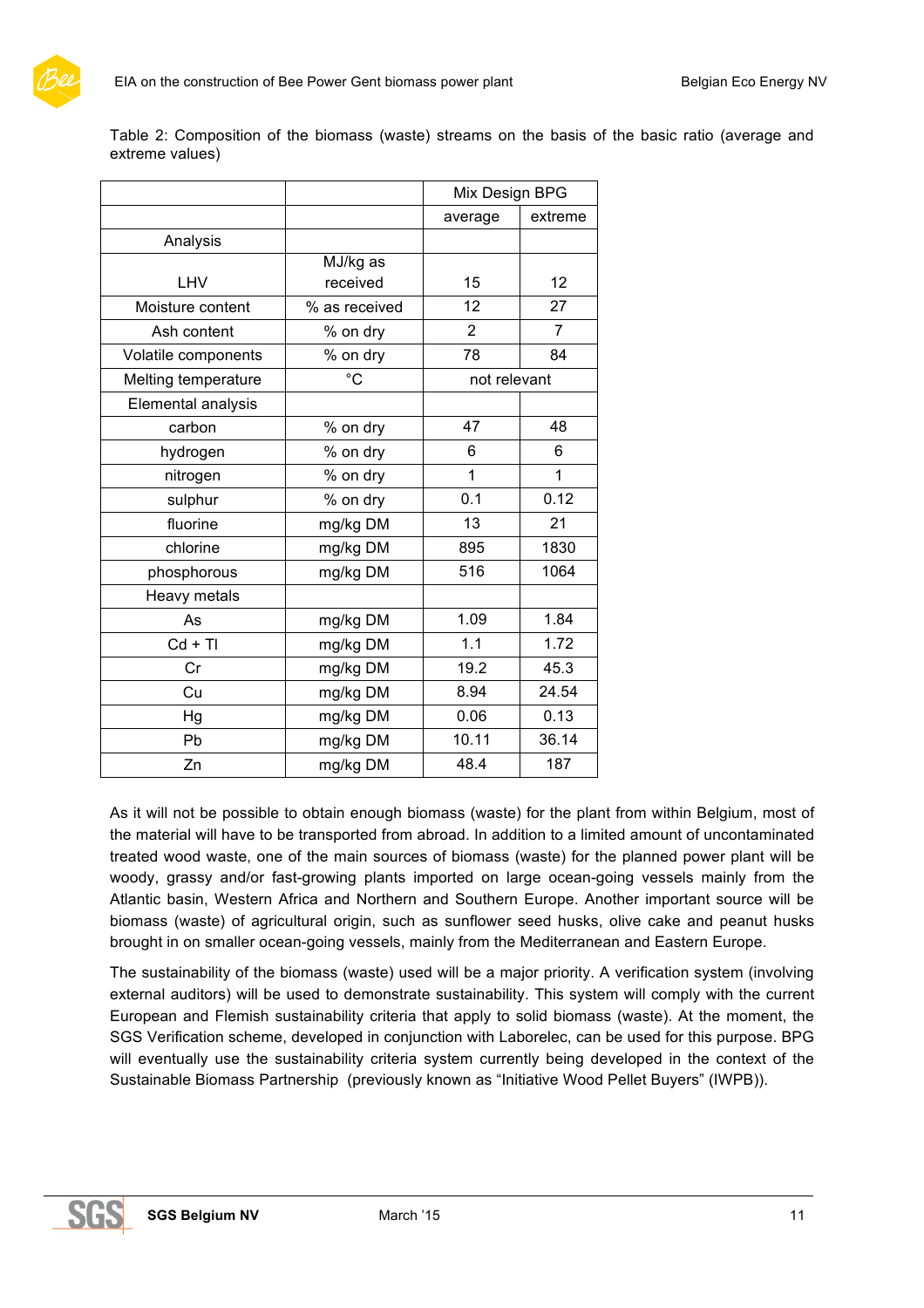Table 2: Composition of the biomass (waste) streams on the basis of the basic ratio (average and extreme values)

| | | Mix Design BPG | |
|---|---|---|---|
| | | average | extreme |
| Analysis | | | |
| LHV | MJ/kg as received | 15 | 12 |
| Moisture content | % as received | 12 | 27 |
| Ash content | % on dry | 2 | 7 |
| Volatile components | % on dry | 78 | 84 |
| Melting temperature | °C | not relevant | |
| Elemental analysis | | | |
| carbon | % on dry | 47 | 48 |
| hydrogen | % on dry | 6 | 6 |
| nitrogen | % on dry | 1 | 1 |
| sulphur | % on dry | 0.1 | 0.12 |
| fluorine | mg/kg DM | 13 | 21 |
| chlorine | mg/kg DM | 895 | 1830 |
| phosphorous | mg/kg DM | 516 | 1064 |
| Heavy metals | | | |
| As | mg/kg DM | 1.09 | 1.84 |
| Cd + Tl | mg/kg DM | 1.1 | 1.72 |
| Cr | mg/kg DM | 19.2 | 45.3 |
| Cu | mg/kg DM | 8.94 | 24.54 |
| Hg | mg/kg DM | 0.06 | 0.13 |
| Pb | mg/kg DM | 10.11 | 36.14 |
| Zn | mg/kg DM | 48.4 | 187 |

As it will not be possible to obtain enough biomass (waste) for the plant from within Belgium, most of the material will have to be transported from abroad. In addition to a limited amount of uncontaminated treated wood waste, one of the main sources of biomass (waste) for the planned power plant will be woody, grassy and/or fast-growing plants imported on large ocean-going vessels mainly from the Atlantic basin, Western Africa and Northern and Southern Europe. Another important source will be biomass (waste) of agricultural origin, such as sunflower seed husks, olive cake and peanut husks brought in on smaller ocean-going vessels, mainly from the Mediterranean and Eastern Europe.

The sustainability of the biomass (waste) used will be a major priority. A verification system (involving external auditors) will be used to demonstrate sustainability. This system will comply with the current European and Flemish sustainability criteria that apply to solid biomass (waste). At the moment, the SGS Verification scheme, developed in conjunction with Laborelec, can be used for this purpose. BPG will eventually use the sustainability criteria system currently being developed in the context of the Sustainable Biomass Partnership (previously known as "Initiative Wood Pellet Buyers" (IWPB)).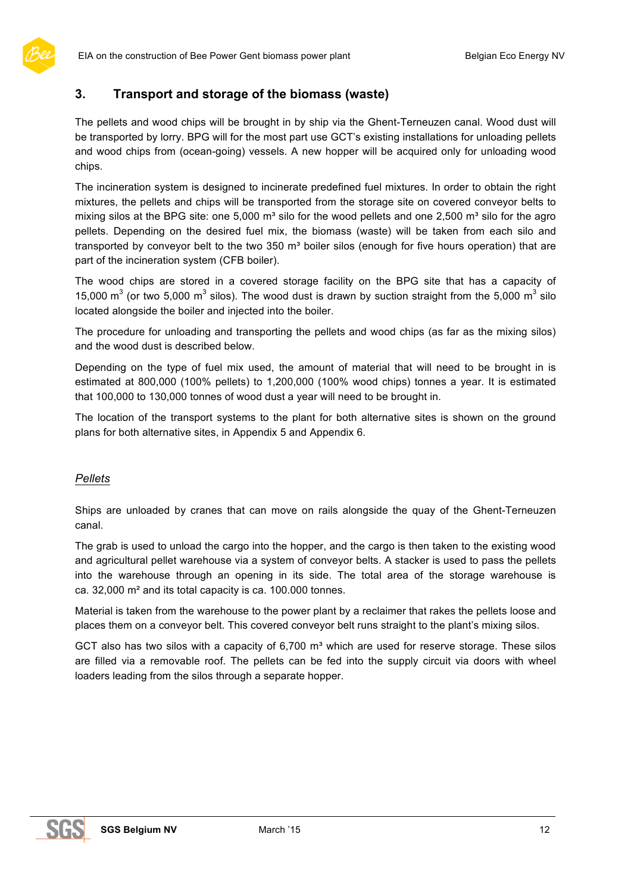## 3. Transport and storage of the biomass (waste)

The pellets and wood chips will be brought in by ship via the Ghent-Terneuzen canal. Wood dust will be transported by lorry. BPG will for the most part use GCT's existing installations for unloading pellets and wood chips from (ocean-going) vessels. A new hopper will be acquired only for unloading wood chips.

The incineration system is designed to incinerate predefined fuel mixtures. In order to obtain the right mixtures, the pellets and chips will be transported from the storage site on covered conveyor belts to mixing silos at the BPG site: one 5,000 m³ silo for the wood pellets and one 2,500 m³ silo for the agro pellets. Depending on the desired fuel mix, the biomass (waste) will be taken from each silo and transported by conveyor belt to the two 350 m³ boiler silos (enough for five hours operation) that are part of the incineration system (CFB boiler).

The wood chips are stored in a covered storage facility on the BPG site that has a capacity of 15,000 $m^3$ (or two 5,000 $m^3$ silos). The wood dust is drawn by suction straight from the 5,000 $m^3$ silo located alongside the boiler and injected into the boiler.

The procedure for unloading and transporting the pellets and wood chips (as far as the mixing silos) and the wood dust is described below.

Depending on the type of fuel mix used, the amount of material that will need to be brought in is estimated at 800,000 (100% pellets) to 1,200,000 (100% wood chips) tonnes a year. It is estimated that 100,000 to 130,000 tonnes of wood dust a year will need to be brought in.

The location of the transport systems to the plant for both alternative sites is shown on the ground plans for both alternative sites, in Appendix 5 and Appendix 6.

*Pellets*

Ships are unloaded by cranes that can move on rails alongside the quay of the Ghent-Terneuzen canal.

The grab is used to unload the cargo into the hopper, and the cargo is then taken to the existing wood and agricultural pellet warehouse via a system of conveyor belts. A stacker is used to pass the pellets into the warehouse through an opening in its side. The total area of the storage warehouse is ca. 32,000 m² and its total capacity is ca. 100.000 tonnes.

Material is taken from the warehouse to the power plant by a reclaimer that rakes the pellets loose and places them on a conveyor belt. This covered conveyor belt runs straight to the plant's mixing silos.

GCT also has two silos with a capacity of 6,700 m³ which are used for reserve storage. These silos are filled via a removable roof. The pellets can be fed into the supply circuit via doors with wheel loaders leading from the silos through a separate hopper.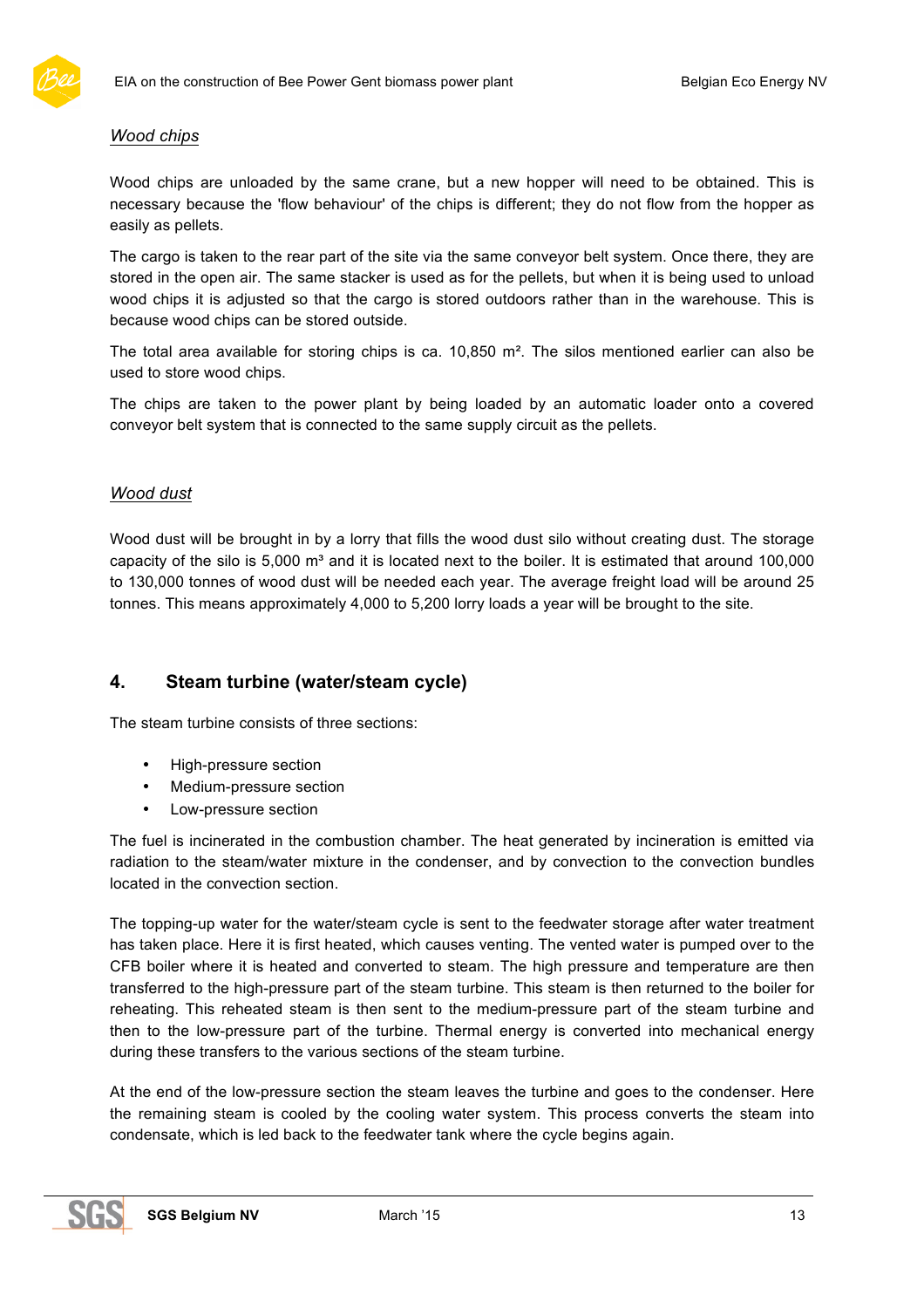*Wood chips*

Wood chips are unloaded by the same crane, but a new hopper will need to be obtained. This is necessary because the 'flow behaviour' of the chips is different; they do not flow from the hopper as easily as pellets.

The cargo is taken to the rear part of the site via the same conveyor belt system. Once there, they are stored in the open air. The same stacker is used as for the pellets, but when it is being used to unload wood chips it is adjusted so that the cargo is stored outdoors rather than in the warehouse. This is because wood chips can be stored outside.

The total area available for storing chips is ca. 10,850 m². The silos mentioned earlier can also be used to store wood chips.

The chips are taken to the power plant by being loaded by an automatic loader onto a covered conveyor belt system that is connected to the same supply circuit as the pellets.

*Wood dust*

Wood dust will be brought in by a lorry that fills the wood dust silo without creating dust. The storage capacity of the silo is 5,000 m³ and it is located next to the boiler. It is estimated that around 100,000 to 130,000 tonnes of wood dust will be needed each year. The average freight load will be around 25 tonnes. This means approximately 4,000 to 5,200 lorry loads a year will be brought to the site.

## 4. Steam turbine (water/steam cycle)

The steam turbine consists of three sections:

- High-pressure section
- Medium-pressure section
- Low-pressure section

The fuel is incinerated in the combustion chamber. The heat generated by incineration is emitted via radiation to the steam/water mixture in the condenser, and by convection to the convection bundles located in the convection section.

The topping-up water for the water/steam cycle is sent to the feedwater storage after water treatment has taken place. Here it is first heated, which causes venting. The vented water is pumped over to the CFB boiler where it is heated and converted to steam. The high pressure and temperature are then transferred to the high-pressure part of the steam turbine. This steam is then returned to the boiler for reheating. This reheated steam is then sent to the medium-pressure part of the steam turbine and then to the low-pressure part of the turbine. Thermal energy is converted into mechanical energy during these transfers to the various sections of the steam turbine.

At the end of the low-pressure section the steam leaves the turbine and goes to the condenser. Here the remaining steam is cooled by the cooling water system. This process converts the steam into condensate, which is led back to the feedwater tank where the cycle begins again.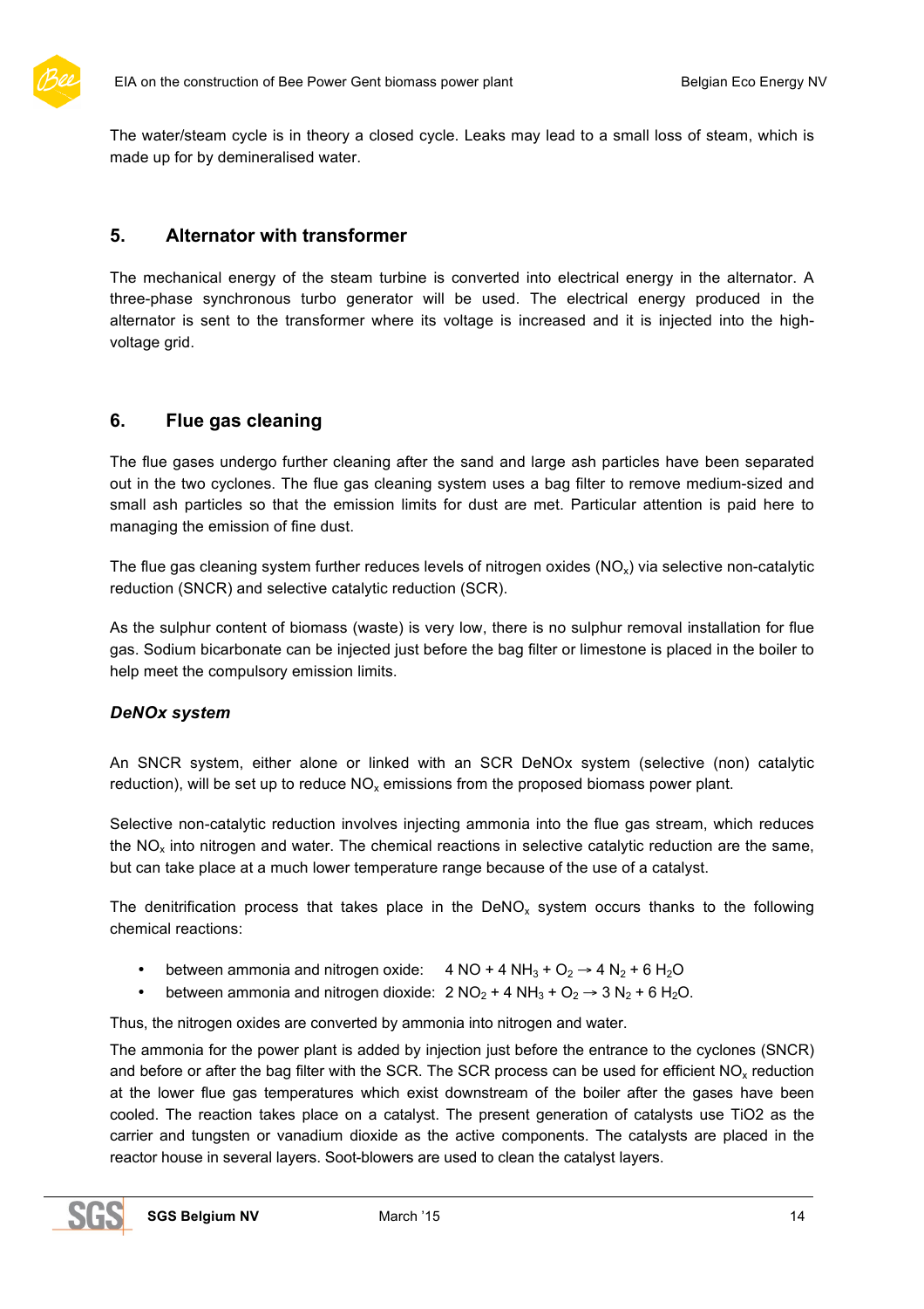The water/steam cycle is in theory a closed cycle. Leaks may lead to a small loss of steam, which is made up for by demineralised water.

## 5. Alternator with transformer

The mechanical energy of the steam turbine is converted into electrical energy in the alternator. A three-phase synchronous turbo generator will be used. The electrical energy produced in the alternator is sent to the transformer where its voltage is increased and it is injected into the high-voltage grid.

## 6. Flue gas cleaning

The flue gases undergo further cleaning after the sand and large ash particles have been separated out in the two cyclones. The flue gas cleaning system uses a bag filter to remove medium-sized and small ash particles so that the emission limits for dust are met. Particular attention is paid here to managing the emission of fine dust.

The flue gas cleaning system further reduces levels of nitrogen oxides ($NO_x$) via selective non-catalytic reduction (SNCR) and selective catalytic reduction (SCR).

As the sulphur content of biomass (waste) is very low, there is no sulphur removal installation for flue gas. Sodium bicarbonate can be injected just before the bag filter or limestone is placed in the boiler to help meet the compulsory emission limits.

### *DeNOx system*

An SNCR system, either alone or linked with an SCR DeNOx system (selective (non) catalytic reduction), will be set up to reduce $NO_x$ emissions from the proposed biomass power plant.

Selective non-catalytic reduction involves injecting ammonia into the flue gas stream, which reduces the $NO_x$ into nitrogen and water. The chemical reactions in selective catalytic reduction are the same, but can take place at a much lower temperature range because of the use of a catalyst.

The denitrification process that takes place in the $DeNO_x$ system occurs thanks to the following chemical reactions:

- between ammonia and nitrogen oxide: $4\ NO + 4\ NH_3 + O_2 \rightarrow 4\ N_2 + 6\ H_2O$
- between ammonia and nitrogen dioxide: $2\ NO_2 + 4\ NH_3 + O_2 \rightarrow 3\ N_2 + 6\ H_2O$.

Thus, the nitrogen oxides are converted by ammonia into nitrogen and water.

The ammonia for the power plant is added by injection just before the entrance to the cyclones (SNCR) and before or after the bag filter with the SCR. The SCR process can be used for efficient $NO_x$ reduction at the lower flue gas temperatures which exist downstream of the boiler after the gases have been cooled. The reaction takes place on a catalyst. The present generation of catalysts use TiO2 as the carrier and tungsten or vanadium dioxide as the active components. The catalysts are placed in the reactor house in several layers. Soot-blowers are used to clean the catalyst layers.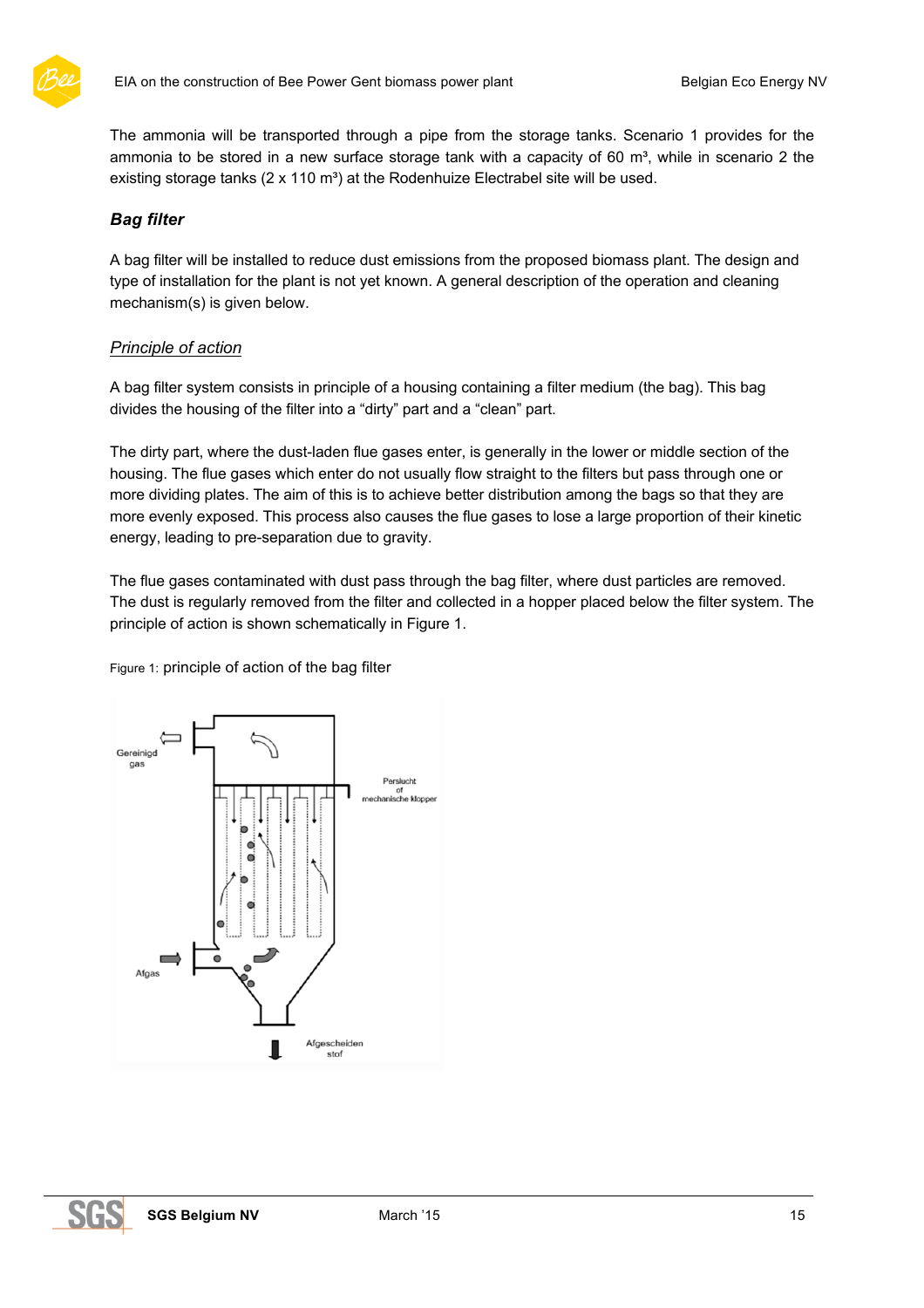The ammonia will be transported through a pipe from the storage tanks. Scenario 1 provides for the ammonia to be stored in a new surface storage tank with a capacity of 60 m³, while in scenario 2 the existing storage tanks (2 x 110 m³) at the Rodenhuize Electrabel site will be used.

### *Bag filter*

A bag filter will be installed to reduce dust emissions from the proposed biomass plant. The design and type of installation for the plant is not yet known. A general description of the operation and cleaning mechanism(s) is given below.

#### *Principle of action*

A bag filter system consists in principle of a housing containing a filter medium (the bag). This bag divides the housing of the filter into a "dirty" part and a "clean" part.

The dirty part, where the dust-laden flue gases enter, is generally in the lower or middle section of the housing. The flue gases which enter do not usually flow straight to the filters but pass through one or more dividing plates. The aim of this is to achieve better distribution among the bags so that they are more evenly exposed. This process also causes the flue gases to lose a large proportion of their kinetic energy, leading to pre-separation due to gravity.

The flue gases contaminated with dust pass through the bag filter, where dust particles are removed. The dust is regularly removed from the filter and collected in a hopper placed below the filter system. The principle of action is shown schematically in Figure 1.

Figure 1: principle of action of the bag filter

Gereinigd gas

Perslucht of mechanische klopper

Afgas

Afgescheiden stof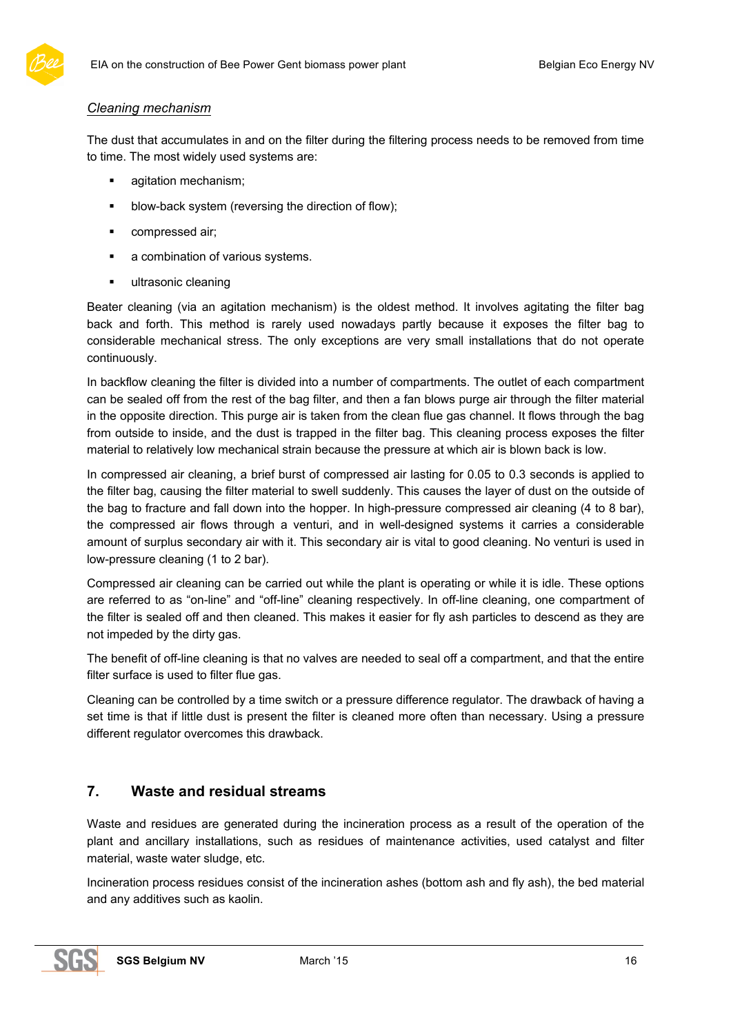*Cleaning mechanism*

The dust that accumulates in and on the filter during the filtering process needs to be removed from time to time. The most widely used systems are:

- agitation mechanism;
- blow-back system (reversing the direction of flow);
- compressed air;
- a combination of various systems.
- ultrasonic cleaning

Beater cleaning (via an agitation mechanism) is the oldest method. It involves agitating the filter bag back and forth. This method is rarely used nowadays partly because it exposes the filter bag to considerable mechanical stress. The only exceptions are very small installations that do not operate continuously.

In backflow cleaning the filter is divided into a number of compartments. The outlet of each compartment can be sealed off from the rest of the bag filter, and then a fan blows purge air through the filter material in the opposite direction. This purge air is taken from the clean flue gas channel. It flows through the bag from outside to inside, and the dust is trapped in the filter bag. This cleaning process exposes the filter material to relatively low mechanical strain because the pressure at which air is blown back is low.

In compressed air cleaning, a brief burst of compressed air lasting for 0.05 to 0.3 seconds is applied to the filter bag, causing the filter material to swell suddenly. This causes the layer of dust on the outside of the bag to fracture and fall down into the hopper. In high-pressure compressed air cleaning (4 to 8 bar), the compressed air flows through a venturi, and in well-designed systems it carries a considerable amount of surplus secondary air with it. This secondary air is vital to good cleaning. No venturi is used in low-pressure cleaning (1 to 2 bar).

Compressed air cleaning can be carried out while the plant is operating or while it is idle. These options are referred to as "on-line" and "off-line" cleaning respectively. In off-line cleaning, one compartment of the filter is sealed off and then cleaned. This makes it easier for fly ash particles to descend as they are not impeded by the dirty gas.

The benefit of off-line cleaning is that no valves are needed to seal off a compartment, and that the entire filter surface is used to filter flue gas.

Cleaning can be controlled by a time switch or a pressure difference regulator. The drawback of having a set time is that if little dust is present the filter is cleaned more often than necessary. Using a pressure different regulator overcomes this drawback.

## 7. Waste and residual streams

Waste and residues are generated during the incineration process as a result of the operation of the plant and ancillary installations, such as residues of maintenance activities, used catalyst and filter material, waste water sludge, etc.

Incineration process residues consist of the incineration ashes (bottom ash and fly ash), the bed material and any additives such as kaolin.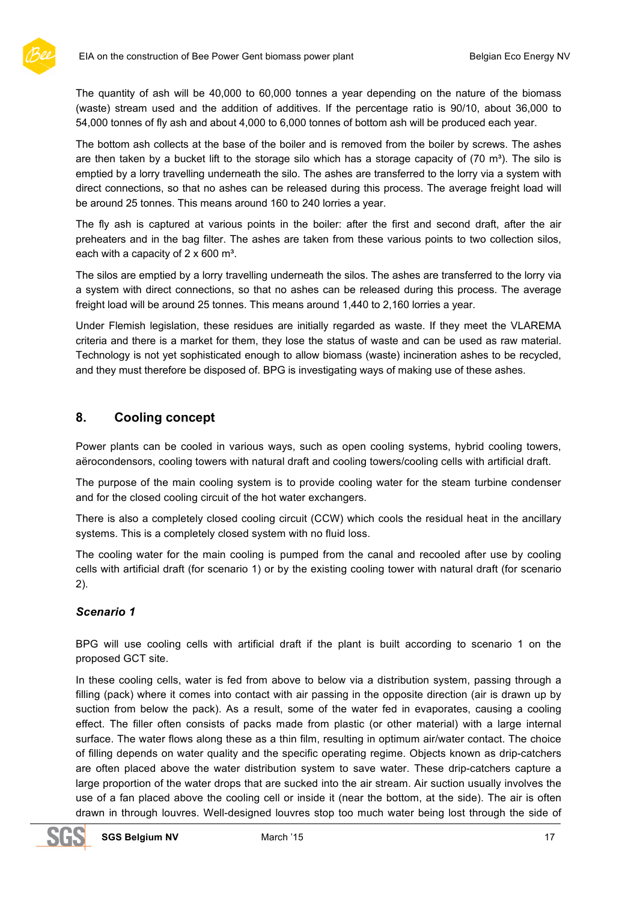The quantity of ash will be 40,000 to 60,000 tonnes a year depending on the nature of the biomass (waste) stream used and the addition of additives. If the percentage ratio is 90/10, about 36,000 to 54,000 tonnes of fly ash and about 4,000 to 6,000 tonnes of bottom ash will be produced each year.

The bottom ash collects at the base of the boiler and is removed from the boiler by screws. The ashes are then taken by a bucket lift to the storage silo which has a storage capacity of (70 m³). The silo is emptied by a lorry travelling underneath the silo. The ashes are transferred to the lorry via a system with direct connections, so that no ashes can be released during this process. The average freight load will be around 25 tonnes. This means around 160 to 240 lorries a year.

The fly ash is captured at various points in the boiler: after the first and second draft, after the air preheaters and in the bag filter. The ashes are taken from these various points to two collection silos, each with a capacity of 2 x 600 m³.

The silos are emptied by a lorry travelling underneath the silos. The ashes are transferred to the lorry via a system with direct connections, so that no ashes can be released during this process. The average freight load will be around 25 tonnes. This means around 1,440 to 2,160 lorries a year.

Under Flemish legislation, these residues are initially regarded as waste. If they meet the VLAREMA criteria and there is a market for them, they lose the status of waste and can be used as raw material. Technology is not yet sophisticated enough to allow biomass (waste) incineration ashes to be recycled, and they must therefore be disposed of. BPG is investigating ways of making use of these ashes.

## 8. Cooling concept

Power plants can be cooled in various ways, such as open cooling systems, hybrid cooling towers, aërocondensors, cooling towers with natural draft and cooling towers/cooling cells with artificial draft.

The purpose of the main cooling system is to provide cooling water for the steam turbine condenser and for the closed cooling circuit of the hot water exchangers.

There is also a completely closed cooling circuit (CCW) which cools the residual heat in the ancillary systems. This is a completely closed system with no fluid loss.

The cooling water for the main cooling is pumped from the canal and recooled after use by cooling cells with artificial draft (for scenario 1) or by the existing cooling tower with natural draft (for scenario 2).

### *Scenario 1*

BPG will use cooling cells with artificial draft if the plant is built according to scenario 1 on the proposed GCT site.

In these cooling cells, water is fed from above to below via a distribution system, passing through a filling (pack) where it comes into contact with air passing in the opposite direction (air is drawn up by suction from below the pack). As a result, some of the water fed in evaporates, causing a cooling effect. The filler often consists of packs made from plastic (or other material) with a large internal surface. The water flows along these as a thin film, resulting in optimum air/water contact. The choice of filling depends on water quality and the specific operating regime. Objects known as drip-catchers are often placed above the water distribution system to save water. These drip-catchers capture a large proportion of the water drops that are sucked into the air stream. Air suction usually involves the use of a fan placed above the cooling cell or inside it (near the bottom, at the side). The air is often drawn in through louvres. Well-designed louvres stop too much water being lost through the side of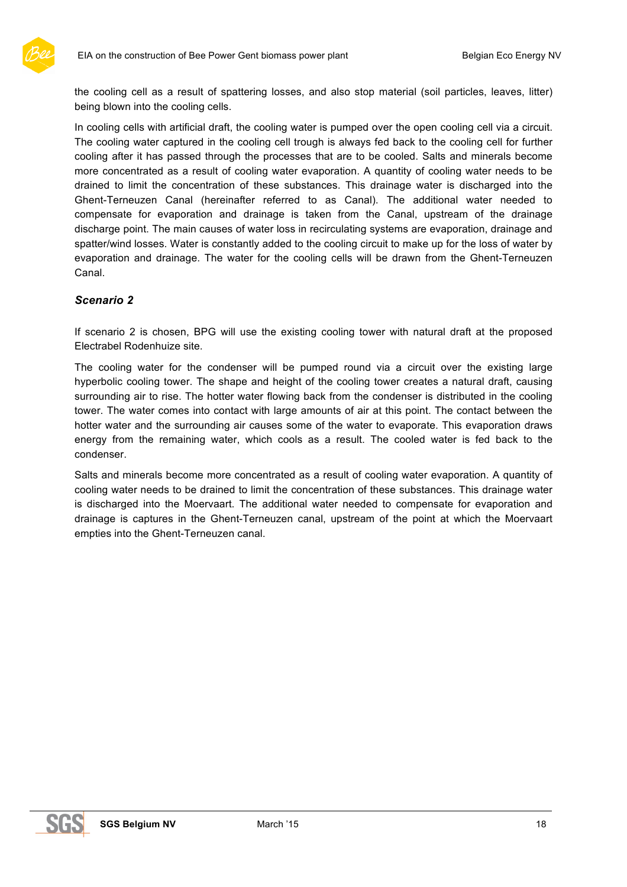the cooling cell as a result of spattering losses, and also stop material (soil particles, leaves, litter) being blown into the cooling cells.

In cooling cells with artificial draft, the cooling water is pumped over the open cooling cell via a circuit. The cooling water captured in the cooling cell trough is always fed back to the cooling cell for further cooling after it has passed through the processes that are to be cooled. Salts and minerals become more concentrated as a result of cooling water evaporation. A quantity of cooling water needs to be drained to limit the concentration of these substances. This drainage water is discharged into the Ghent-Terneuzen Canal (hereinafter referred to as Canal). The additional water needed to compensate for evaporation and drainage is taken from the Canal, upstream of the drainage discharge point. The main causes of water loss in recirculating systems are evaporation, drainage and spatter/wind losses. Water is constantly added to the cooling circuit to make up for the loss of water by evaporation and drainage. The water for the cooling cells will be drawn from the Ghent-Terneuzen Canal.

### *Scenario 2*

If scenario 2 is chosen, BPG will use the existing cooling tower with natural draft at the proposed Electrabel Rodenhuize site.

The cooling water for the condenser will be pumped round via a circuit over the existing large hyperbolic cooling tower. The shape and height of the cooling tower creates a natural draft, causing surrounding air to rise. The hotter water flowing back from the condenser is distributed in the cooling tower. The water comes into contact with large amounts of air at this point. The contact between the hotter water and the surrounding air causes some of the water to evaporate. This evaporation draws energy from the remaining water, which cools as a result. The cooled water is fed back to the condenser.

Salts and minerals become more concentrated as a result of cooling water evaporation. A quantity of cooling water needs to be drained to limit the concentration of these substances. This drainage water is discharged into the Moervaart. The additional water needed to compensate for evaporation and drainage is captures in the Ghent-Terneuzen canal, upstream of the point at which the Moervaart empties into the Ghent-Terneuzen canal.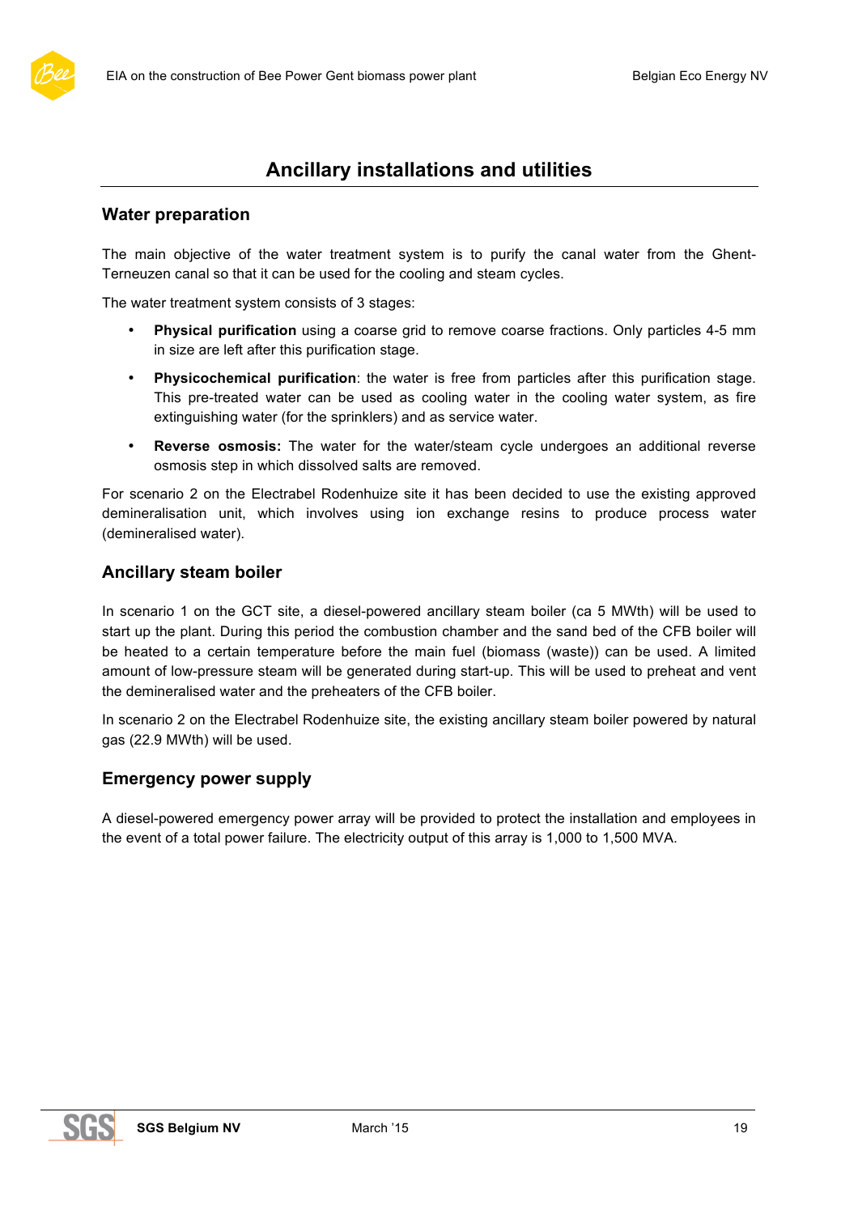## Ancillary installations and utilities

### Water preparation

The main objective of the water treatment system is to purify the canal water from the Ghent-Terneuzen canal so that it can be used for the cooling and steam cycles.

The water treatment system consists of 3 stages:

- **Physical purification** using a coarse grid to remove coarse fractions. Only particles 4-5 mm in size are left after this purification stage.
- **Physicochemical purification**: the water is free from particles after this purification stage. This pre-treated water can be used as cooling water in the cooling water system, as fire extinguishing water (for the sprinklers) and as service water.
- **Reverse osmosis:** The water for the water/steam cycle undergoes an additional reverse osmosis step in which dissolved salts are removed.

For scenario 2 on the Electrabel Rodenhuize site it has been decided to use the existing approved demineralisation unit, which involves using ion exchange resins to produce process water (demineralised water).

### Ancillary steam boiler

In scenario 1 on the GCT site, a diesel-powered ancillary steam boiler (ca 5 MWth) will be used to start up the plant. During this period the combustion chamber and the sand bed of the CFB boiler will be heated to a certain temperature before the main fuel (biomass (waste)) can be used. A limited amount of low-pressure steam will be generated during start-up. This will be used to preheat and vent the demineralised water and the preheaters of the CFB boiler.

In scenario 2 on the Electrabel Rodenhuize site, the existing ancillary steam boiler powered by natural gas (22.9 MWth) will be used.

### Emergency power supply

A diesel-powered emergency power array will be provided to protect the installation and employees in the event of a total power failure. The electricity output of this array is 1,000 to 1,500 MVA.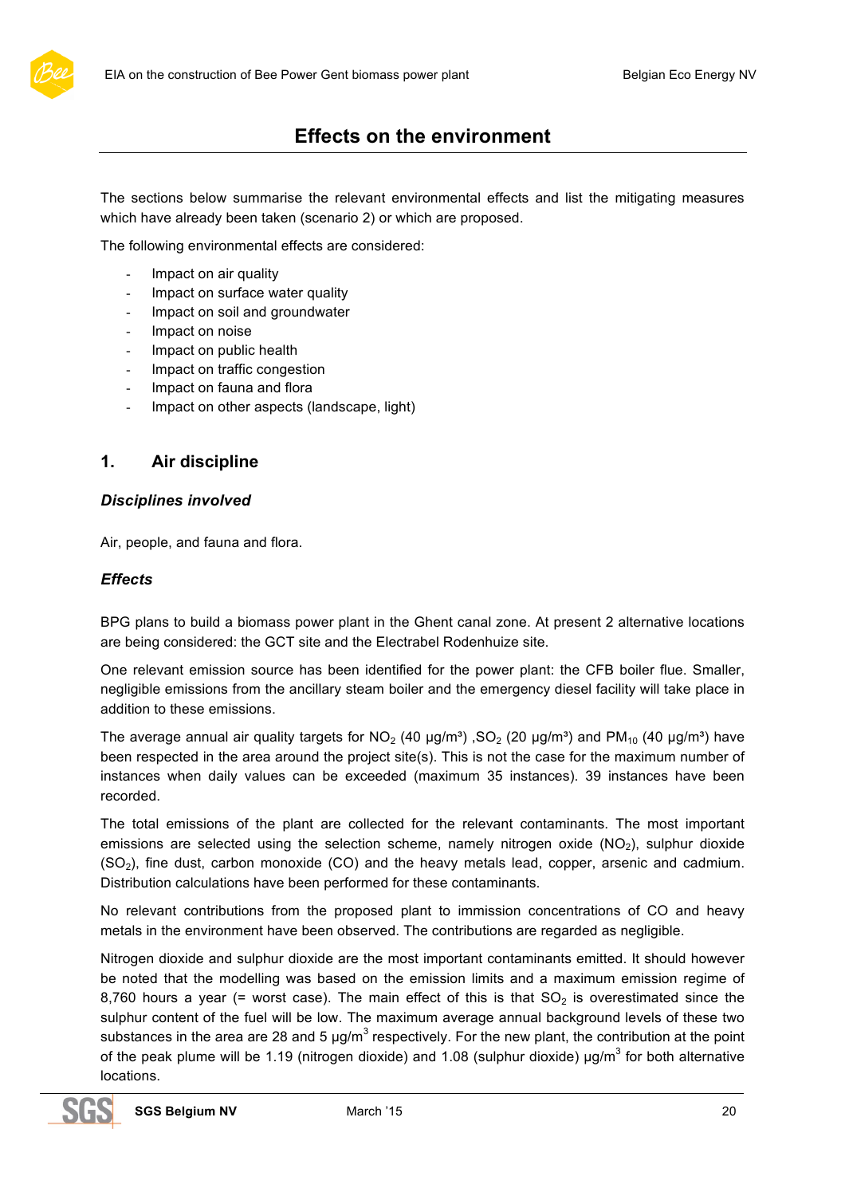# Effects on the environment

The sections below summarise the relevant environmental effects and list the mitigating measures which have already been taken (scenario 2) or which are proposed.

The following environmental effects are considered:

- Impact on air quality
- Impact on surface water quality
- Impact on soil and groundwater
- Impact on noise
- Impact on public health
- Impact on traffic congestion
- Impact on fauna and flora
- Impact on other aspects (landscape, light)

## 1. Air discipline

### *Disciplines involved*

Air, people, and fauna and flora.

### *Effects*

BPG plans to build a biomass power plant in the Ghent canal zone. At present 2 alternative locations are being considered: the GCT site and the Electrabel Rodenhuize site.

One relevant emission source has been identified for the power plant: the CFB boiler flue. Smaller, negligible emissions from the ancillary steam boiler and the emergency diesel facility will take place in addition to these emissions.

The average annual air quality targets for $NO_2$ (40 µg/m³) ,$SO_2$ (20 µg/m³) and $PM_{10}$ (40 µg/m³) have been respected in the area around the project site(s). This is not the case for the maximum number of instances when daily values can be exceeded (maximum 35 instances). 39 instances have been recorded.

The total emissions of the plant are collected for the relevant contaminants. The most important emissions are selected using the selection scheme, namely nitrogen oxide ($NO_2$), sulphur dioxide ($SO_2$), fine dust, carbon monoxide (CO) and the heavy metals lead, copper, arsenic and cadmium. Distribution calculations have been performed for these contaminants.

No relevant contributions from the proposed plant to immission concentrations of CO and heavy metals in the environment have been observed. The contributions are regarded as negligible.

Nitrogen dioxide and sulphur dioxide are the most important contaminants emitted. It should however be noted that the modelling was based on the emission limits and a maximum emission regime of 8,760 hours a year (= worst case). The main effect of this is that $SO_2$ is overestimated since the sulphur content of the fuel will be low. The maximum average annual background levels of these two substances in the area are 28 and 5 µg/m$^3$ respectively. For the new plant, the contribution at the point of the peak plume will be 1.19 (nitrogen dioxide) and 1.08 (sulphur dioxide) µg/m$^3$ for both alternative locations.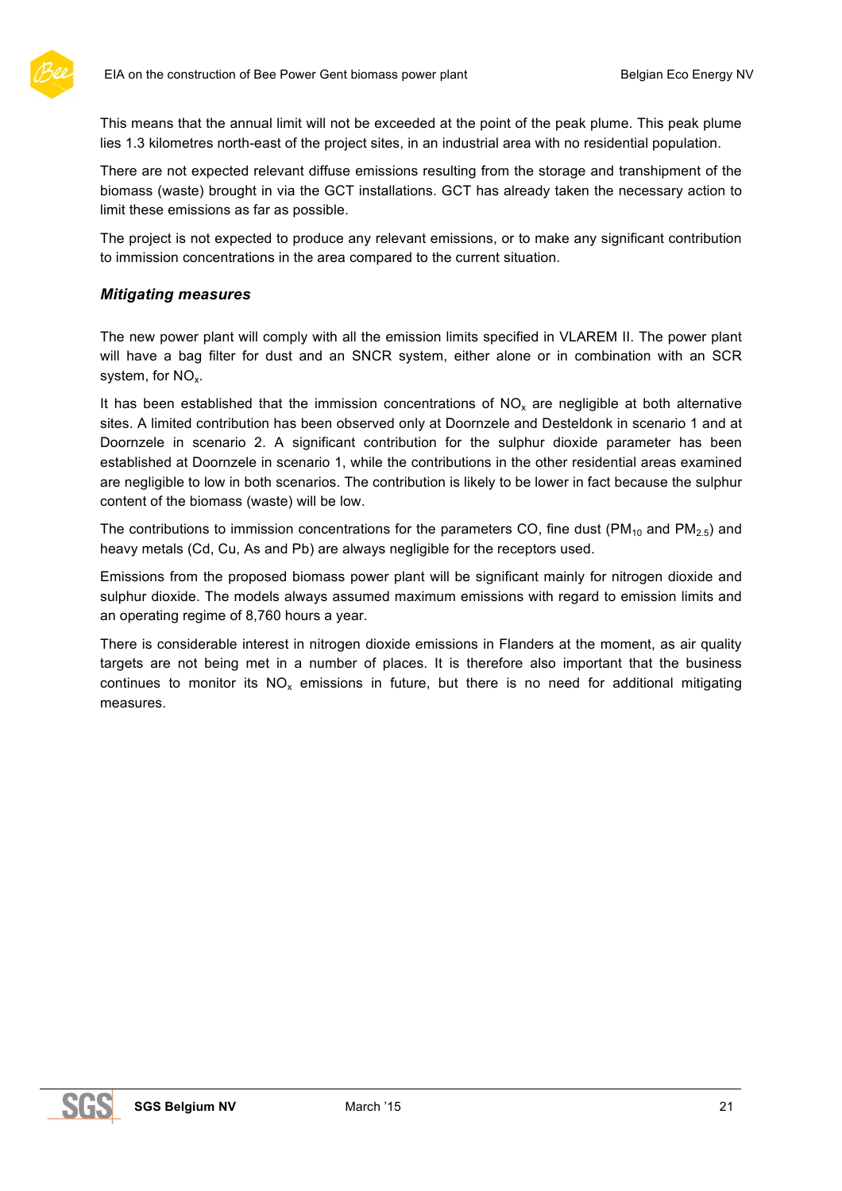This means that the annual limit will not be exceeded at the point of the peak plume. This peak plume lies 1.3 kilometres north-east of the project sites, in an industrial area with no residential population.

There are not expected relevant diffuse emissions resulting from the storage and transhipment of the biomass (waste) brought in via the GCT installations. GCT has already taken the necessary action to limit these emissions as far as possible.

The project is not expected to produce any relevant emissions, or to make any significant contribution to immission concentrations in the area compared to the current situation.

### *Mitigating measures*

The new power plant will comply with all the emission limits specified in VLAREM II. The power plant will have a bag filter for dust and an SNCR system, either alone or in combination with an SCR system, for $NO_x$.

It has been established that the immission concentrations of $NO_x$ are negligible at both alternative sites. A limited contribution has been observed only at Doornzele and Desteldonk in scenario 1 and at Doornzele in scenario 2. A significant contribution for the sulphur dioxide parameter has been established at Doornzele in scenario 1, while the contributions in the other residential areas examined are negligible to low in both scenarios. The contribution is likely to be lower in fact because the sulphur content of the biomass (waste) will be low.

The contributions to immission concentrations for the parameters CO, fine dust ($PM_{10}$ and $PM_{2.5}$) and heavy metals (Cd, Cu, As and Pb) are always negligible for the receptors used.

Emissions from the proposed biomass power plant will be significant mainly for nitrogen dioxide and sulphur dioxide. The models always assumed maximum emissions with regard to emission limits and an operating regime of 8,760 hours a year.

There is considerable interest in nitrogen dioxide emissions in Flanders at the moment, as air quality targets are not being met in a number of places. It is therefore also important that the business continues to monitor its $NO_x$ emissions in future, but there is no need for additional mitigating measures.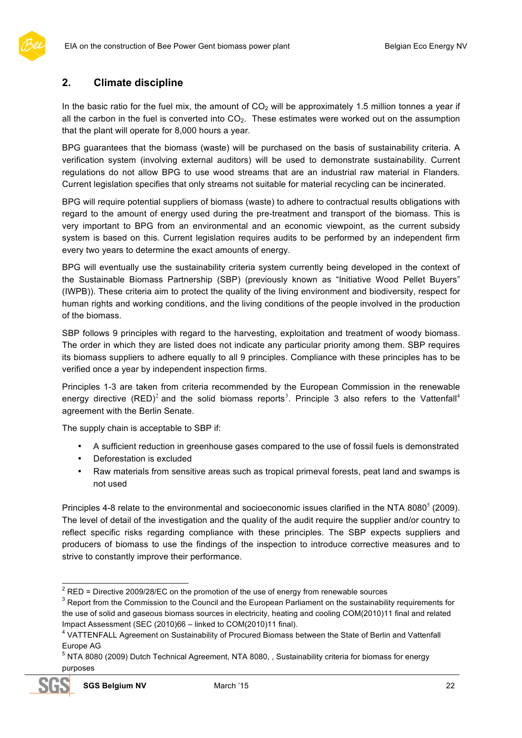## 2. Climate discipline

In the basic ratio for the fuel mix, the amount of $CO_2$ will be approximately 1.5 million tonnes a year if all the carbon in the fuel is converted into $CO_2$. These estimates were worked out on the assumption that the plant will operate for 8,000 hours a year.

BPG guarantees that the biomass (waste) will be purchased on the basis of sustainability criteria. A verification system (involving external auditors) will be used to demonstrate sustainability. Current regulations do not allow BPG to use wood streams that are an industrial raw material in Flanders. Current legislation specifies that only streams not suitable for material recycling can be incinerated.

BPG will require potential suppliers of biomass (waste) to adhere to contractual results obligations with regard to the amount of energy used during the pre-treatment and transport of the biomass. This is very important to BPG from an environmental and an economic viewpoint, as the current subsidy system is based on this. Current legislation requires audits to be performed by an independent firm every two years to determine the exact amounts of energy.

BPG will eventually use the sustainability criteria system currently being developed in the context of the Sustainable Biomass Partnership (SBP) (previously known as "Initiative Wood Pellet Buyers" (IWPB)). These criteria aim to protect the quality of the living environment and biodiversity, respect for human rights and working conditions, and the living conditions of the people involved in the production of the biomass.

SBP follows 9 principles with regard to the harvesting, exploitation and treatment of woody biomass. The order in which they are listed does not indicate any particular priority among them. SBP requires its biomass suppliers to adhere equally to all 9 principles. Compliance with these principles has to be verified once a year by independent inspection firms.

Principles 1-3 are taken from criteria recommended by the European Commission in the renewable energy directive (RED)[2] and the solid biomass reports[3]. Principle 3 also refers to the Vattenfall[4] agreement with the Berlin Senate.

The supply chain is acceptable to SBP if:

- A sufficient reduction in greenhouse gases compared to the use of fossil fuels is demonstrated
- Deforestation is excluded
- Raw materials from sensitive areas such as tropical primeval forests, peat land and swamps is not used

Principles 4-8 relate to the environmental and socioeconomic issues clarified in the NTA 8080[5] (2009). The level of detail of the investigation and the quality of the audit require the supplier and/or country to reflect specific risks regarding compliance with these principles. The SBP expects suppliers and producers of biomass to use the findings of the inspection to introduce corrective measures and to strive to constantly improve their performance.

---

[2] RED = Directive 2009/28/EC on the promotion of the use of energy from renewable sources

[3] Report from the Commission to the Council and the European Parliament on the sustainability requirements for the use of solid and gaseous biomass sources in electricity, heating and cooling COM(2010)11 final and related Impact Assessment (SEC (2010)66 – linked to COM(2010)11 final).

[4] VATTENFALL Agreement on Sustainability of Procured Biomass between the State of Berlin and Vattenfall Europe AG

[5] NTA 8080 (2009) Dutch Technical Agreement, NTA 8080, , Sustainability criteria for biomass for energy purposes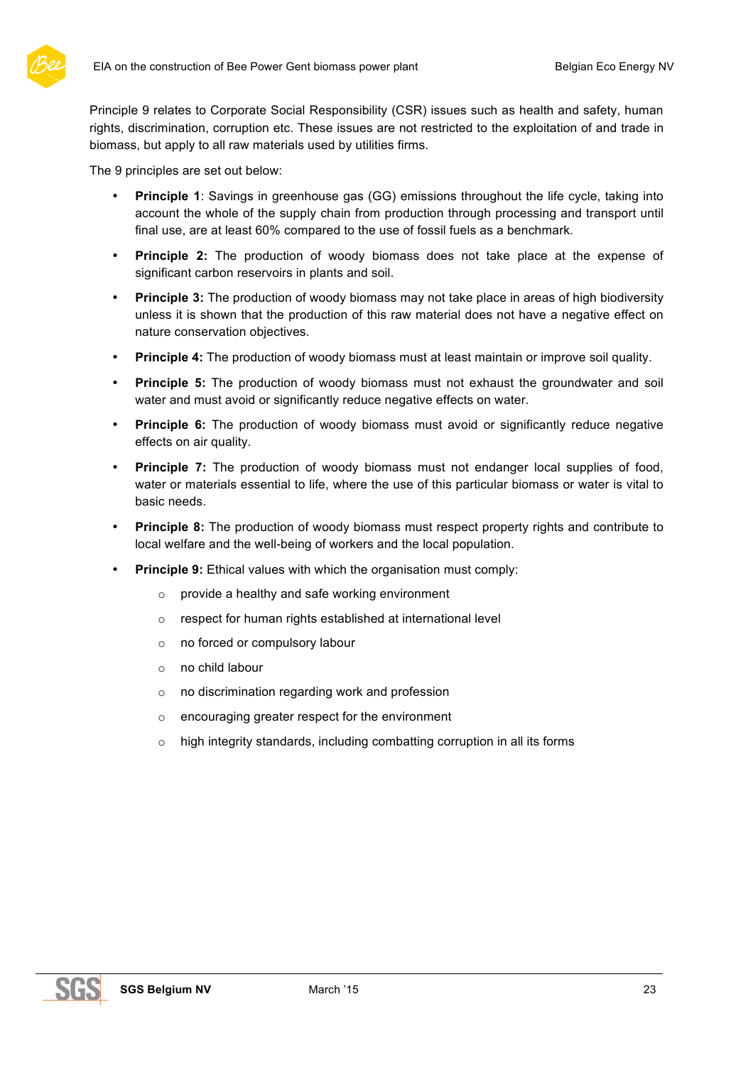Principle 9 relates to Corporate Social Responsibility (CSR) issues such as health and safety, human rights, discrimination, corruption etc. These issues are not restricted to the exploitation of and trade in biomass, but apply to all raw materials used by utilities firms.

The 9 principles are set out below:

- **Principle 1**: Savings in greenhouse gas (GG) emissions throughout the life cycle, taking into account the whole of the supply chain from production through processing and transport until final use, are at least 60% compared to the use of fossil fuels as a benchmark.
- **Principle 2:** The production of woody biomass does not take place at the expense of significant carbon reservoirs in plants and soil.
- **Principle 3:** The production of woody biomass may not take place in areas of high biodiversity unless it is shown that the production of this raw material does not have a negative effect on nature conservation objectives.
- **Principle 4:** The production of woody biomass must at least maintain or improve soil quality.
- **Principle 5:** The production of woody biomass must not exhaust the groundwater and soil water and must avoid or significantly reduce negative effects on water.
- **Principle 6:** The production of woody biomass must avoid or significantly reduce negative effects on air quality.
- **Principle 7:** The production of woody biomass must not endanger local supplies of food, water or materials essential to life, where the use of this particular biomass or water is vital to basic needs.
- **Principle 8:** The production of woody biomass must respect property rights and contribute to local welfare and the well-being of workers and the local population.
- **Principle 9:** Ethical values with which the organisation must comply:
  - provide a healthy and safe working environment
  - respect for human rights established at international level
  - no forced or compulsory labour
  - no child labour
  - no discrimination regarding work and profession
  - encouraging greater respect for the environment
  - high integrity standards, including combatting corruption in all its forms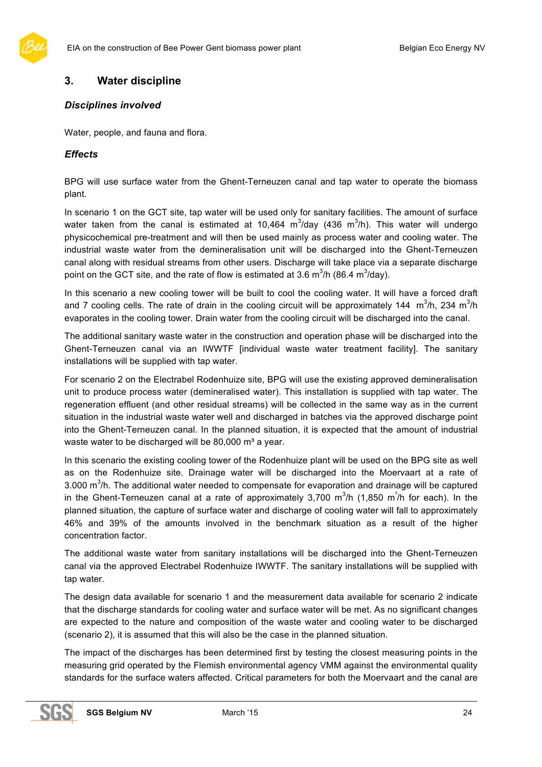## 3. Water discipline

### *Disciplines involved*

Water, people, and fauna and flora.

### *Effects*

BPG will use surface water from the Ghent-Terneuzen canal and tap water to operate the biomass plant.

In scenario 1 on the GCT site, tap water will be used only for sanitary facilities. The amount of surface water taken from the canal is estimated at 10,464 $m^3$/day (436 $m^3$/h). This water will undergo physicochemical pre-treatment and will then be used mainly as process water and cooling water. The industrial waste water from the demineralisation unit will be discharged into the Ghent-Terneuzen canal along with residual streams from other users. Discharge will take place via a separate discharge point on the GCT site, and the rate of flow is estimated at 3.6 $m^3$/h (86.4 $m^3$/day).

In this scenario a new cooling tower will be built to cool the cooling water. It will have a forced draft and 7 cooling cells. The rate of drain in the cooling circuit will be approximately 144 $m^3$/h, 234 $m^3$/h evaporates in the cooling tower. Drain water from the cooling circuit will be discharged into the canal.

The additional sanitary waste water in the construction and operation phase will be discharged into the Ghent-Terneuzen canal via an IWWTF [individual waste water treatment facility]. The sanitary installations will be supplied with tap water.

For scenario 2 on the Electrabel Rodenhuize site, BPG will use the existing approved demineralisation unit to produce process water (demineralised water). This installation is supplied with tap water. The regeneration effluent (and other residual streams) will be collected in the same way as in the current situation in the industrial waste water well and discharged in batches via the approved discharge point into the Ghent-Terneuzen canal. In the planned situation, it is expected that the amount of industrial waste water to be discharged will be 80,000 m³ a year.

In this scenario the existing cooling tower of the Rodenhuize plant will be used on the BPG site as well as on the Rodenhuize site. Drainage water will be discharged into the Moervaart at a rate of 3.000 $m^3$/h. The additional water needed to compensate for evaporation and drainage will be captured in the Ghent-Terneuzen canal at a rate of approximately 3,700 $m^3$/h (1,850 $m^3$/h for each). In the planned situation, the capture of surface water and discharge of cooling water will fall to approximately 46% and 39% of the amounts involved in the benchmark situation as a result of the higher concentration factor.

The additional waste water from sanitary installations will be discharged into the Ghent-Terneuzen canal via the approved Electrabel Rodenhuize IWWTF. The sanitary installations will be supplied with tap water.

The design data available for scenario 1 and the measurement data available for scenario 2 indicate that the discharge standards for cooling water and surface water will be met. As no significant changes are expected to the nature and composition of the waste water and cooling water to be discharged (scenario 2), it is assumed that this will also be the case in the planned situation.

The impact of the discharges has been determined first by testing the closest measuring points in the measuring grid operated by the Flemish environmental agency VMM against the environmental quality standards for the surface waters affected. Critical parameters for both the Moervaart and the canal are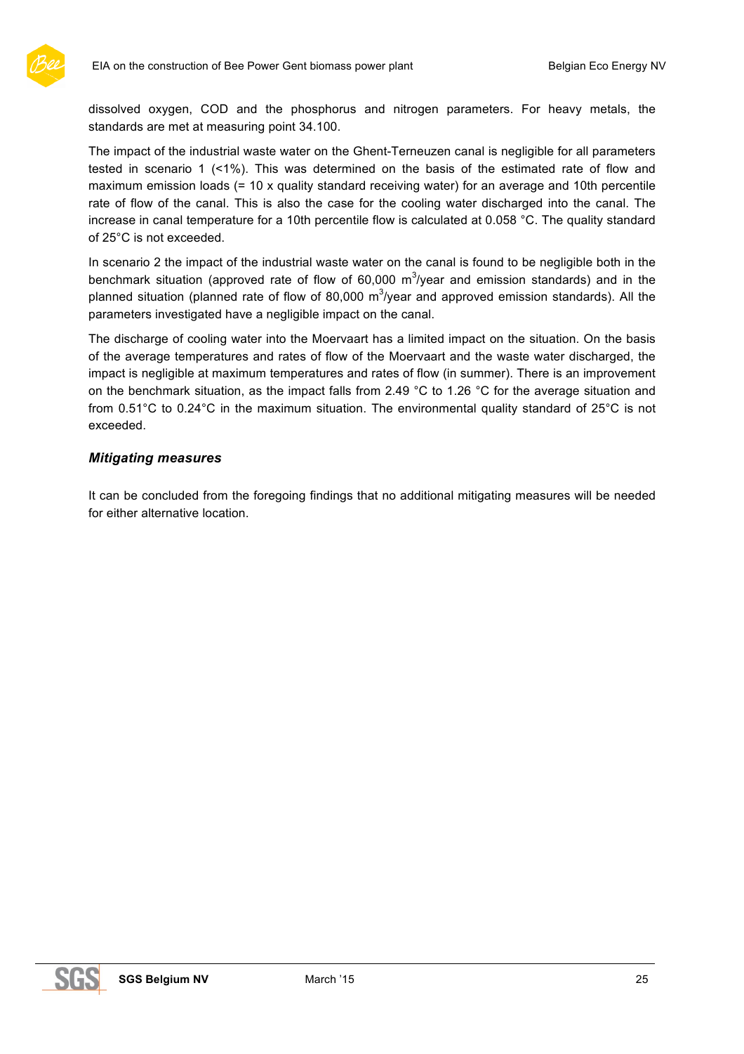dissolved oxygen, COD and the phosphorus and nitrogen parameters. For heavy metals, the standards are met at measuring point 34.100.

The impact of the industrial waste water on the Ghent-Terneuzen canal is negligible for all parameters tested in scenario 1 (<1%). This was determined on the basis of the estimated rate of flow and maximum emission loads (= 10 x quality standard receiving water) for an average and 10th percentile rate of flow of the canal. This is also the case for the cooling water discharged into the canal. The increase in canal temperature for a 10th percentile flow is calculated at 0.058 °C. The quality standard of 25°C is not exceeded.

In scenario 2 the impact of the industrial waste water on the canal is found to be negligible both in the benchmark situation (approved rate of flow of 60,000 $m^3$/year and emission standards) and in the planned situation (planned rate of flow of 80,000 $m^3$/year and approved emission standards). All the parameters investigated have a negligible impact on the canal.

The discharge of cooling water into the Moervaart has a limited impact on the situation. On the basis of the average temperatures and rates of flow of the Moervaart and the waste water discharged, the impact is negligible at maximum temperatures and rates of flow (in summer). There is an improvement on the benchmark situation, as the impact falls from 2.49 °C to 1.26 °C for the average situation and from 0.51°C to 0.24°C in the maximum situation. The environmental quality standard of 25°C is not exceeded.

### *Mitigating measures*

It can be concluded from the foregoing findings that no additional mitigating measures will be needed for either alternative location.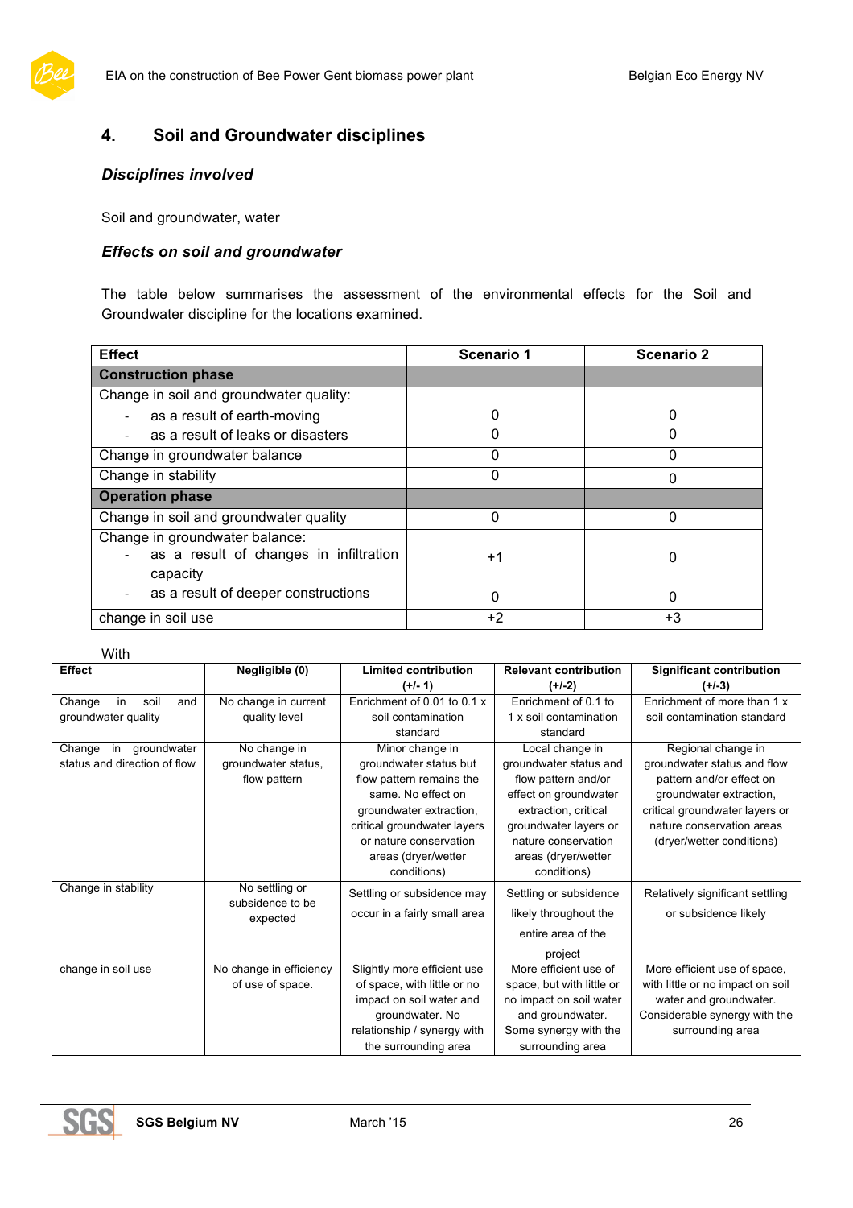## 4. Soil and Groundwater disciplines

### *Disciplines involved*

Soil and groundwater, water

### *Effects on soil and groundwater*

The table below summarises the assessment of the environmental effects for the Soil and Groundwater discipline for the locations examined.

| Effect | Scenario 1 | Scenario 2 |
|---|---|---|
| **Construction phase** | | |
| Change in soil and groundwater quality: | | |
| - as a result of earth-moving | 0 | 0 |
| - as a result of leaks or disasters | 0 | 0 |
| Change in groundwater balance | 0 | 0 |
| Change in stability | 0 | 0 |
| **Operation phase** | | |
| Change in soil and groundwater quality | 0 | 0 |
| Change in groundwater balance: | | |
| - as a result of changes in infiltration capacity | +1 | 0 |
| - as a result of deeper constructions | 0 | 0 |
| change in soil use | +2 | +3 |

With

| Effect | Negligible (0) | Limited contribution (+/- 1) | Relevant contribution (+/-2) | Significant contribution (+/-3) |
|---|---|---|---|---|
| Change in soil and groundwater quality | No change in current quality level | Enrichment of 0.01 to 0.1 x soil contamination standard | Enrichment of 0.1 to 1 x soil contamination standard | Enrichment of more than 1 x soil contamination standard |
| Change in groundwater status and direction of flow | No change in groundwater status, flow pattern | Minor change in groundwater status but flow pattern remains the same. No effect on groundwater extraction, critical groundwater layers or nature conservation areas (dryer/wetter conditions) | Local change in groundwater status and flow pattern and/or effect on groundwater extraction, critical groundwater layers or nature conservation areas (dryer/wetter conditions) | Regional change in groundwater status and flow pattern and/or effect on groundwater extraction, critical groundwater layers or nature conservation areas (dryer/wetter conditions) |
| Change in stability | No settling or subsidence to be expected | Settling or subsidence may occur in a fairly small area | Settling or subsidence likely throughout the entire area of the project | Relatively significant settling or subsidence likely |
| change in soil use | No change in efficiency of use of space. | Slightly more efficient use of space, with little or no impact on soil water and groundwater. No relationship / synergy with the surrounding area | More efficient use of space, but with little or no impact on soil water and groundwater. Some synergy with the surrounding area | More efficient use of space, with little or no impact on soil water and groundwater. Considerable synergy with the surrounding area |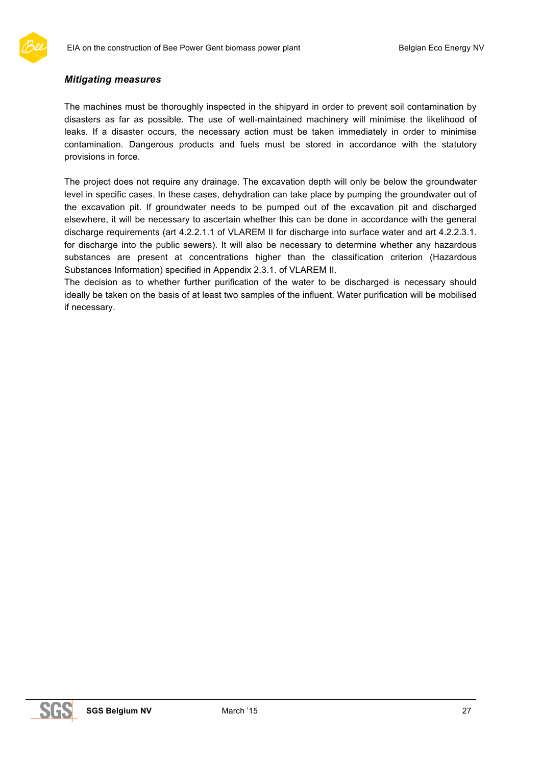### *Mitigating measures*

The machines must be thoroughly inspected in the shipyard in order to prevent soil contamination by disasters as far as possible. The use of well-maintained machinery will minimise the likelihood of leaks. If a disaster occurs, the necessary action must be taken immediately in order to minimise contamination. Dangerous products and fuels must be stored in accordance with the statutory provisions in force.

The project does not require any drainage. The excavation depth will only be below the groundwater level in specific cases. In these cases, dehydration can take place by pumping the groundwater out of the excavation pit. If groundwater needs to be pumped out of the excavation pit and discharged elsewhere, it will be necessary to ascertain whether this can be done in accordance with the general discharge requirements (art 4.2.2.1.1 of VLAREM II for discharge into surface water and art 4.2.2.3.1. for discharge into the public sewers). It will also be necessary to determine whether any hazardous substances are present at concentrations higher than the classification criterion (Hazardous Substances Information) specified in Appendix 2.3.1. of VLAREM II.
The decision as to whether further purification of the water to be discharged is necessary should ideally be taken on the basis of at least two samples of the influent. Water purification will be mobilised if necessary.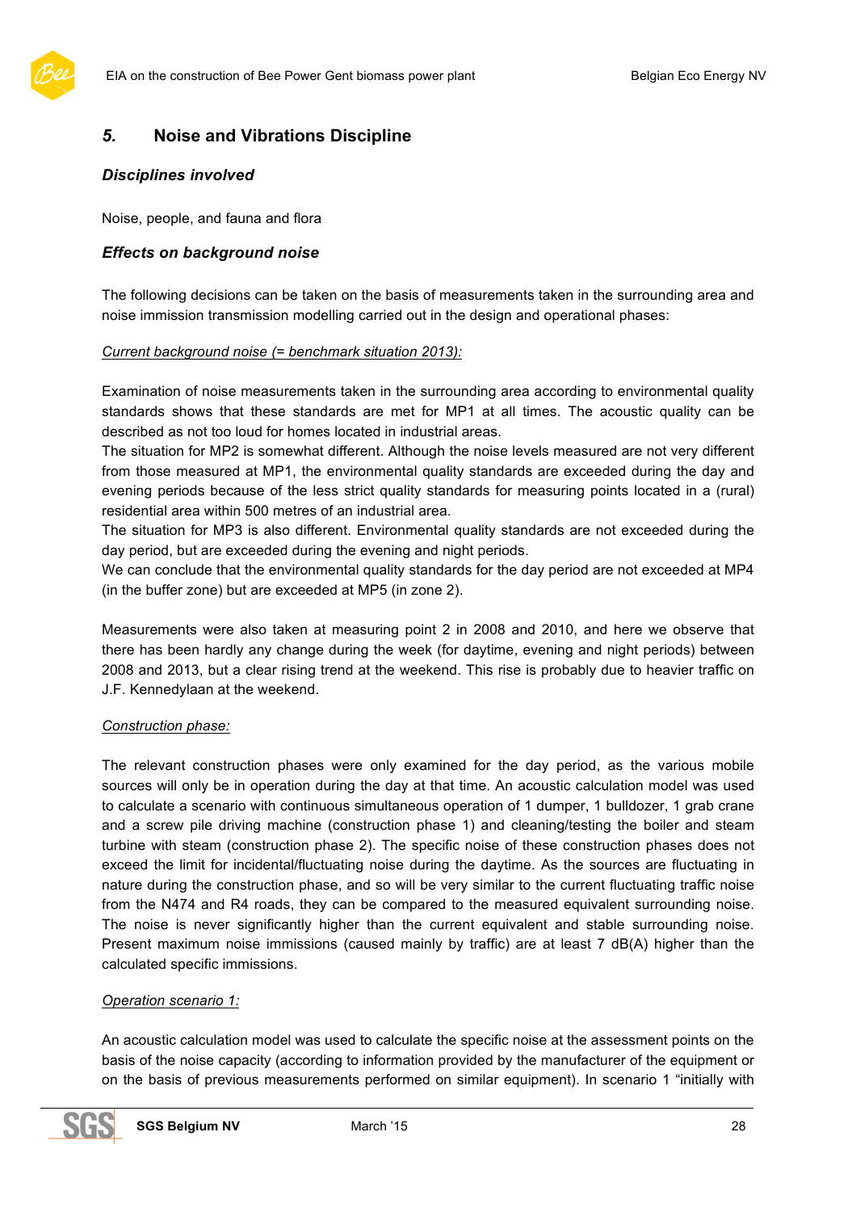## *5.* Noise and Vibrations Discipline

### *Disciplines involved*

Noise, people, and fauna and flora

### *Effects on background noise*

The following decisions can be taken on the basis of measurements taken in the surrounding area and noise immission transmission modelling carried out in the design and operational phases:

<u>*Current background noise (= benchmark situation 2013):*</u>

Examination of noise measurements taken in the surrounding area according to environmental quality standards shows that these standards are met for MP1 at all times. The acoustic quality can be described as not too loud for homes located in industrial areas.
The situation for MP2 is somewhat different. Although the noise levels measured are not very different from those measured at MP1, the environmental quality standards are exceeded during the day and evening periods because of the less strict quality standards for measuring points located in a (rural) residential area within 500 metres of an industrial area.
The situation for MP3 is also different. Environmental quality standards are not exceeded during the day period, but are exceeded during the evening and night periods.
We can conclude that the environmental quality standards for the day period are not exceeded at MP4 (in the buffer zone) but are exceeded at MP5 (in zone 2).

Measurements were also taken at measuring point 2 in 2008 and 2010, and here we observe that there has been hardly any change during the week (for daytime, evening and night periods) between 2008 and 2013, but a clear rising trend at the weekend. This rise is probably due to heavier traffic on J.F. Kennedylaan at the weekend.

<u>*Construction phase:*</u>

The relevant construction phases were only examined for the day period, as the various mobile sources will only be in operation during the day at that time. An acoustic calculation model was used to calculate a scenario with continuous simultaneous operation of 1 dumper, 1 bulldozer, 1 grab crane and a screw pile driving machine (construction phase 1) and cleaning/testing the boiler and steam turbine with steam (construction phase 2). The specific noise of these construction phases does not exceed the limit for incidental/fluctuating noise during the daytime. As the sources are fluctuating in nature during the construction phase, and so will be very similar to the current fluctuating traffic noise from the N474 and R4 roads, they can be compared to the measured equivalent surrounding noise. The noise is never significantly higher than the current equivalent and stable surrounding noise. Present maximum noise immissions (caused mainly by traffic) are at least 7 dB(A) higher than the calculated specific immissions.

<u>*Operation scenario 1:*</u>

An acoustic calculation model was used to calculate the specific noise at the assessment points on the basis of the noise capacity (according to information provided by the manufacturer of the equipment or on the basis of previous measurements performed on similar equipment). In scenario 1 "initially with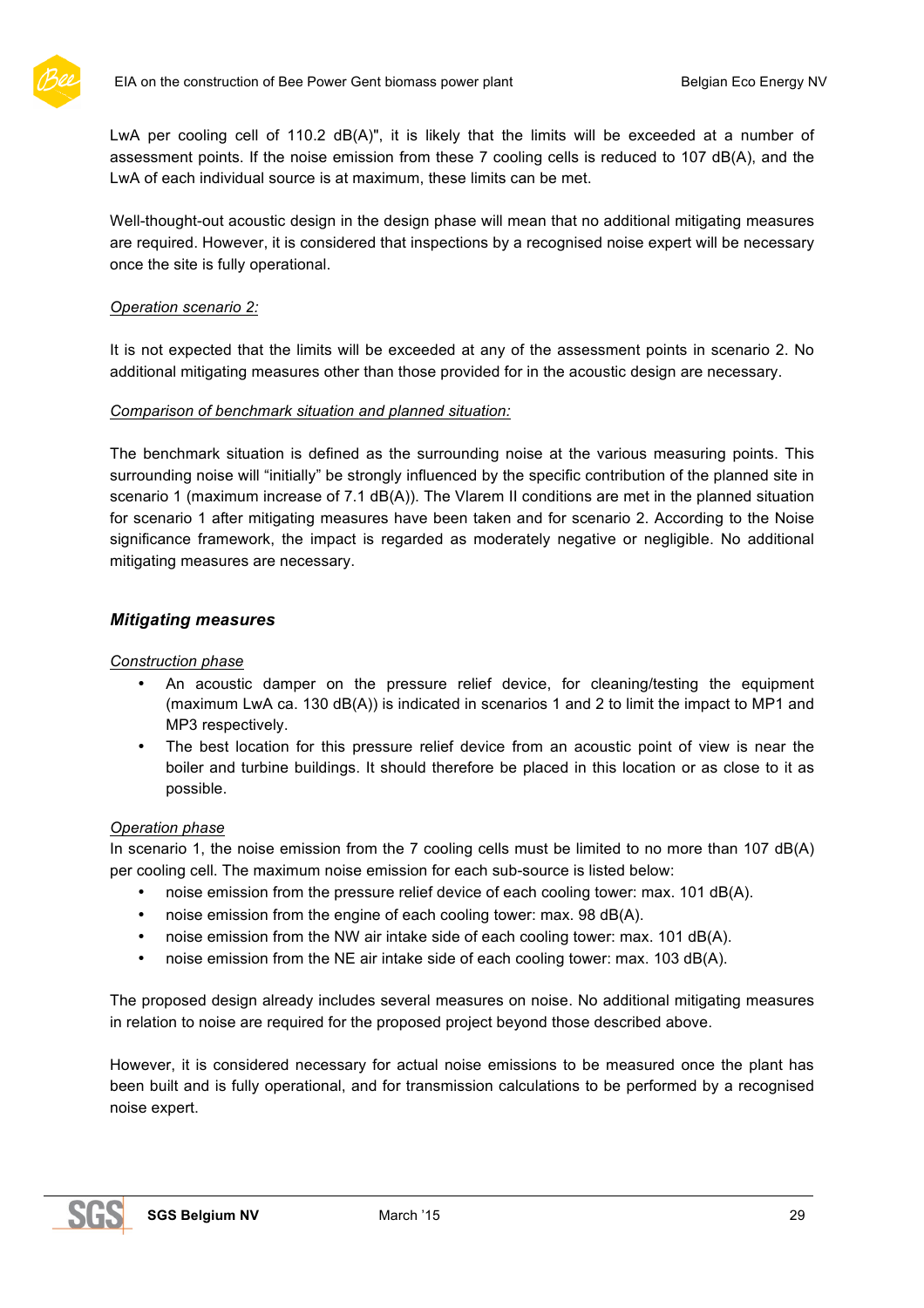LwA per cooling cell of 110.2 dB(A)", it is likely that the limits will be exceeded at a number of assessment points. If the noise emission from these 7 cooling cells is reduced to 107 dB(A), and the LwA of each individual source is at maximum, these limits can be met.

Well-thought-out acoustic design in the design phase will mean that no additional mitigating measures are required. However, it is considered that inspections by a recognised noise expert will be necessary once the site is fully operational.

_Operation scenario 2:_

It is not expected that the limits will be exceeded at any of the assessment points in scenario 2. No additional mitigating measures other than those provided for in the acoustic design are necessary.

_Comparison of benchmark situation and planned situation:_

The benchmark situation is defined as the surrounding noise at the various measuring points. This surrounding noise will "initially" be strongly influenced by the specific contribution of the planned site in scenario 1 (maximum increase of 7.1 dB(A)). The Vlarem II conditions are met in the planned situation for scenario 1 after mitigating measures have been taken and for scenario 2. According to the Noise significance framework, the impact is regarded as moderately negative or negligible. No additional mitigating measures are necessary.

### *Mitigating measures*

_Construction phase_

- An acoustic damper on the pressure relief device, for cleaning/testing the equipment (maximum LwA ca. 130 dB(A)) is indicated in scenarios 1 and 2 to limit the impact to MP1 and MP3 respectively.
- The best location for this pressure relief device from an acoustic point of view is near the boiler and turbine buildings. It should therefore be placed in this location or as close to it as possible.

_Operation phase_

In scenario 1, the noise emission from the 7 cooling cells must be limited to no more than 107 dB(A) per cooling cell. The maximum noise emission for each sub-source is listed below:

- noise emission from the pressure relief device of each cooling tower: max. 101 dB(A).
- noise emission from the engine of each cooling tower: max. 98 dB(A).
- noise emission from the NW air intake side of each cooling tower: max. 101 dB(A).
- noise emission from the NE air intake side of each cooling tower: max. 103 dB(A).

The proposed design already includes several measures on noise. No additional mitigating measures in relation to noise are required for the proposed project beyond those described above.

However, it is considered necessary for actual noise emissions to be measured once the plant has been built and is fully operational, and for transmission calculations to be performed by a recognised noise expert.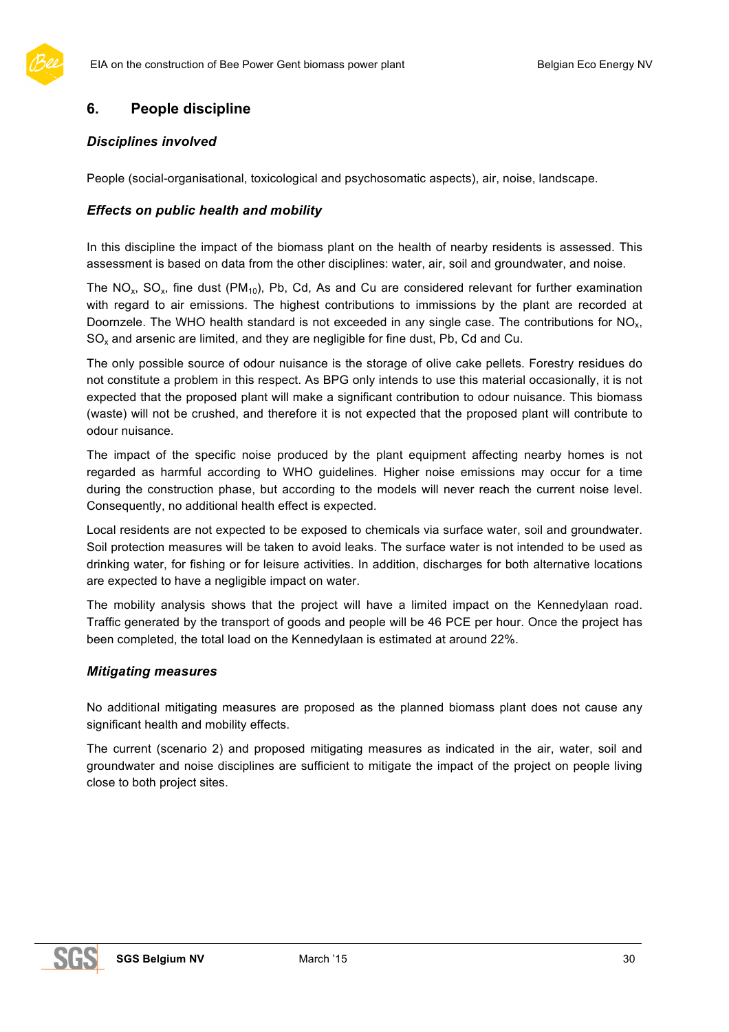## 6. People discipline

### *Disciplines involved*

People (social-organisational, toxicological and psychosomatic aspects), air, noise, landscape.

### *Effects on public health and mobility*

In this discipline the impact of the biomass plant on the health of nearby residents is assessed. This assessment is based on data from the other disciplines: water, air, soil and groundwater, and noise.

The $NO_x$, $SO_x$, fine dust ($PM_{10}$), Pb, Cd, As and Cu are considered relevant for further examination with regard to air emissions. The highest contributions to immissions by the plant are recorded at Doornzele. The WHO health standard is not exceeded in any single case. The contributions for $NO_x$, $SO_x$ and arsenic are limited, and they are negligible for fine dust, Pb, Cd and Cu.

The only possible source of odour nuisance is the storage of olive cake pellets. Forestry residues do not constitute a problem in this respect. As BPG only intends to use this material occasionally, it is not expected that the proposed plant will make a significant contribution to odour nuisance. This biomass (waste) will not be crushed, and therefore it is not expected that the proposed plant will contribute to odour nuisance.

The impact of the specific noise produced by the plant equipment affecting nearby homes is not regarded as harmful according to WHO guidelines. Higher noise emissions may occur for a time during the construction phase, but according to the models will never reach the current noise level. Consequently, no additional health effect is expected.

Local residents are not expected to be exposed to chemicals via surface water, soil and groundwater. Soil protection measures will be taken to avoid leaks. The surface water is not intended to be used as drinking water, for fishing or for leisure activities. In addition, discharges for both alternative locations are expected to have a negligible impact on water.

The mobility analysis shows that the project will have a limited impact on the Kennedylaan road. Traffic generated by the transport of goods and people will be 46 PCE per hour. Once the project has been completed, the total load on the Kennedylaan is estimated at around 22%.

### *Mitigating measures*

No additional mitigating measures are proposed as the planned biomass plant does not cause any significant health and mobility effects.

The current (scenario 2) and proposed mitigating measures as indicated in the air, water, soil and groundwater and noise disciplines are sufficient to mitigate the impact of the project on people living close to both project sites.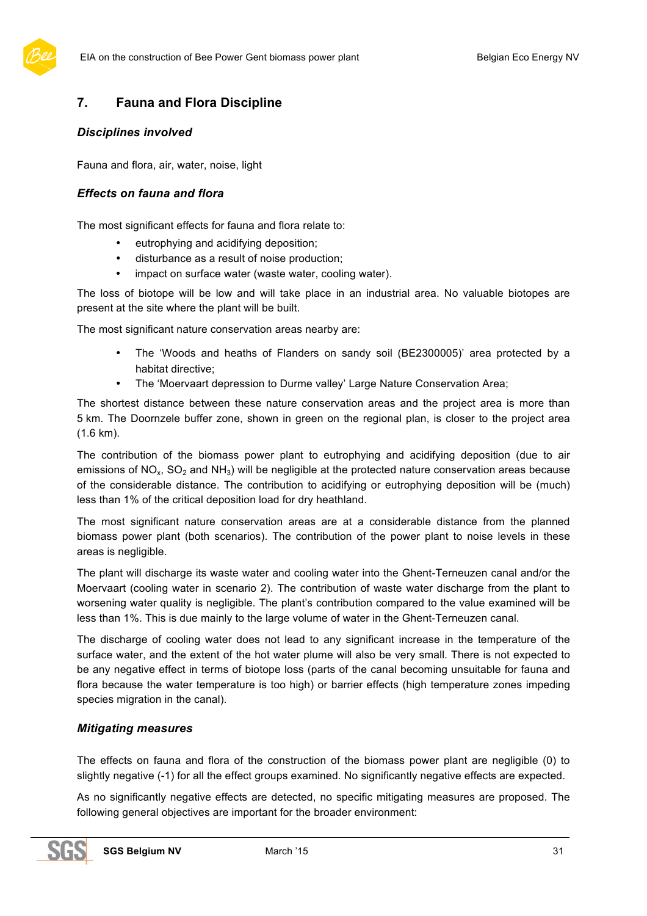## 7. Fauna and Flora Discipline

### *Disciplines involved*

Fauna and flora, air, water, noise, light

### *Effects on fauna and flora*

The most significant effects for fauna and flora relate to:

- eutrophying and acidifying deposition;
- disturbance as a result of noise production;
- impact on surface water (waste water, cooling water).

The loss of biotope will be low and will take place in an industrial area. No valuable biotopes are present at the site where the plant will be built.

The most significant nature conservation areas nearby are:

- The 'Woods and heaths of Flanders on sandy soil (BE2300005)' area protected by a habitat directive;
- The 'Moervaart depression to Durme valley' Large Nature Conservation Area;

The shortest distance between these nature conservation areas and the project area is more than 5 km. The Doornzele buffer zone, shown in green on the regional plan, is closer to the project area (1.6 km).

The contribution of the biomass power plant to eutrophying and acidifying deposition (due to air emissions of $NO_x$, $SO_2$ and $NH_3$) will be negligible at the protected nature conservation areas because of the considerable distance. The contribution to acidifying or eutrophying deposition will be (much) less than 1% of the critical deposition load for dry heathland.

The most significant nature conservation areas are at a considerable distance from the planned biomass power plant (both scenarios). The contribution of the power plant to noise levels in these areas is negligible.

The plant will discharge its waste water and cooling water into the Ghent-Terneuzen canal and/or the Moervaart (cooling water in scenario 2). The contribution of waste water discharge from the plant to worsening water quality is negligible. The plant's contribution compared to the value examined will be less than 1%. This is due mainly to the large volume of water in the Ghent-Terneuzen canal.

The discharge of cooling water does not lead to any significant increase in the temperature of the surface water, and the extent of the hot water plume will also be very small. There is not expected to be any negative effect in terms of biotope loss (parts of the canal becoming unsuitable for fauna and flora because the water temperature is too high) or barrier effects (high temperature zones impeding species migration in the canal).

### *Mitigating measures*

The effects on fauna and flora of the construction of the biomass power plant are negligible (0) to slightly negative (-1) for all the effect groups examined. No significantly negative effects are expected.

As no significantly negative effects are detected, no specific mitigating measures are proposed. The following general objectives are important for the broader environment: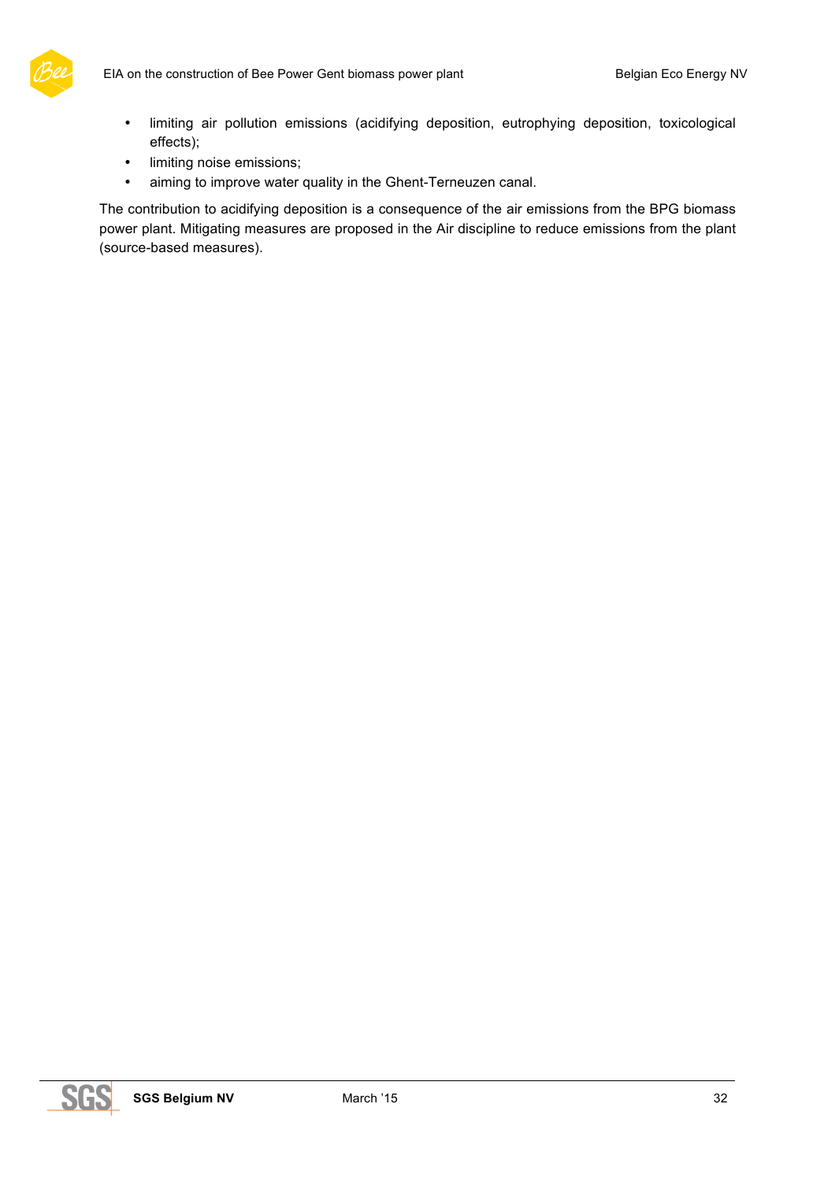- limiting air pollution emissions (acidifying deposition, eutrophying deposition, toxicological effects);
- limiting noise emissions;
- aiming to improve water quality in the Ghent-Terneuzen canal.

The contribution to acidifying deposition is a consequence of the air emissions from the BPG biomass power plant. Mitigating measures are proposed in the Air discipline to reduce emissions from the plant (source-based measures).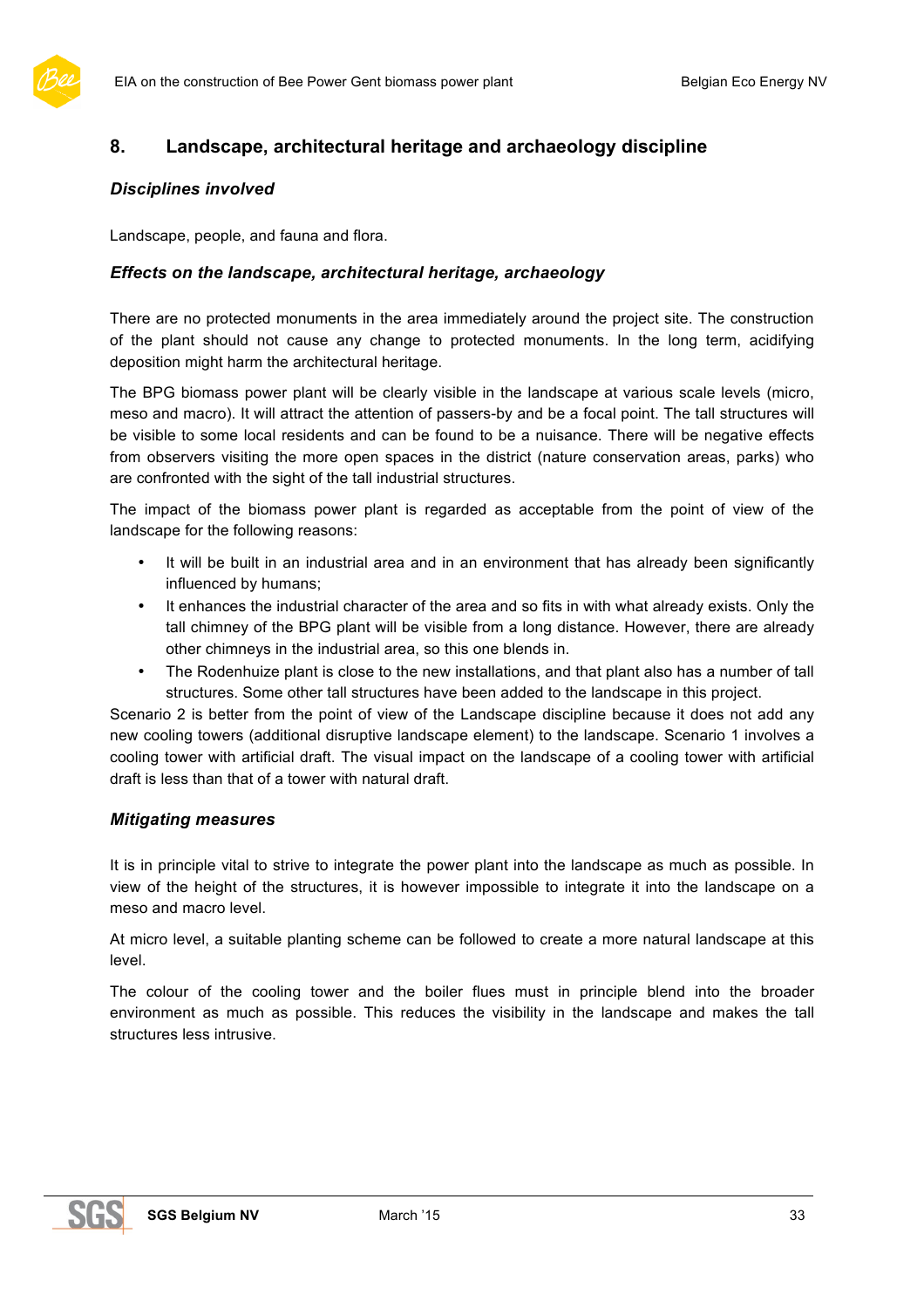## 8. Landscape, architectural heritage and archaeology discipline

### *Disciplines involved*

Landscape, people, and fauna and flora.

### *Effects on the landscape, architectural heritage, archaeology*

There are no protected monuments in the area immediately around the project site. The construction of the plant should not cause any change to protected monuments. In the long term, acidifying deposition might harm the architectural heritage.

The BPG biomass power plant will be clearly visible in the landscape at various scale levels (micro, meso and macro). It will attract the attention of passers-by and be a focal point. The tall structures will be visible to some local residents and can be found to be a nuisance. There will be negative effects from observers visiting the more open spaces in the district (nature conservation areas, parks) who are confronted with the sight of the tall industrial structures.

The impact of the biomass power plant is regarded as acceptable from the point of view of the landscape for the following reasons:

- It will be built in an industrial area and in an environment that has already been significantly influenced by humans;
- It enhances the industrial character of the area and so fits in with what already exists. Only the tall chimney of the BPG plant will be visible from a long distance. However, there are already other chimneys in the industrial area, so this one blends in.
- The Rodenhuize plant is close to the new installations, and that plant also has a number of tall structures. Some other tall structures have been added to the landscape in this project.

Scenario 2 is better from the point of view of the Landscape discipline because it does not add any new cooling towers (additional disruptive landscape element) to the landscape. Scenario 1 involves a cooling tower with artificial draft. The visual impact on the landscape of a cooling tower with artificial draft is less than that of a tower with natural draft.

### *Mitigating measures*

It is in principle vital to strive to integrate the power plant into the landscape as much as possible. In view of the height of the structures, it is however impossible to integrate it into the landscape on a meso and macro level.

At micro level, a suitable planting scheme can be followed to create a more natural landscape at this level.

The colour of the cooling tower and the boiler flues must in principle blend into the broader environment as much as possible. This reduces the visibility in the landscape and makes the tall structures less intrusive.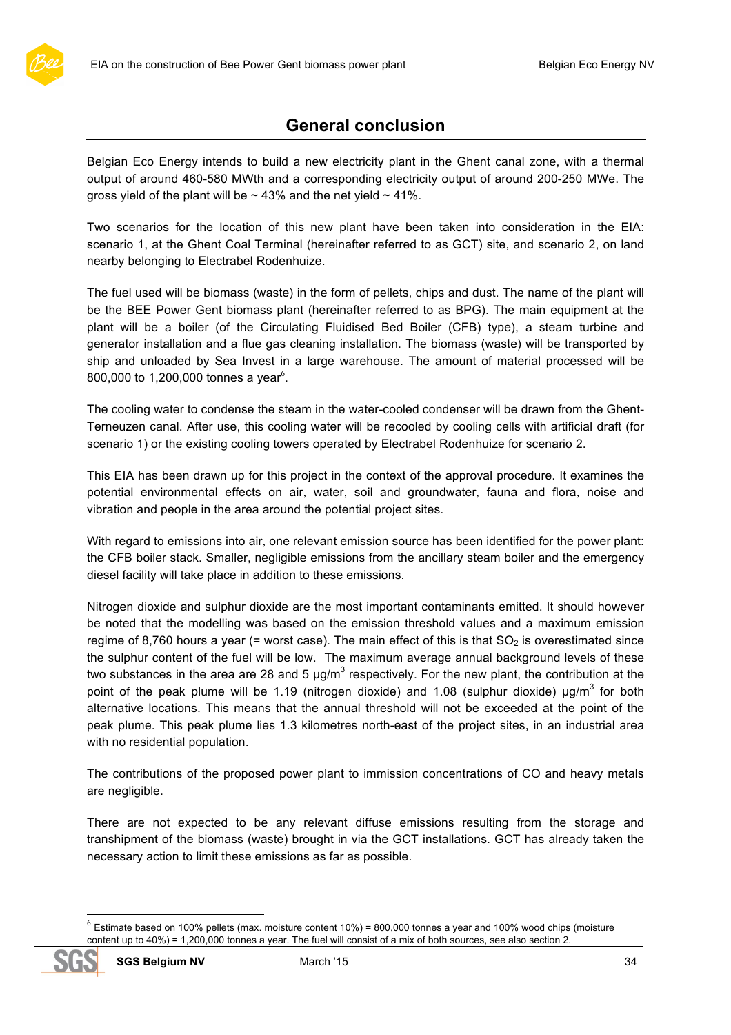## General conclusion

Belgian Eco Energy intends to build a new electricity plant in the Ghent canal zone, with a thermal output of around 460-580 MWth and a corresponding electricity output of around 200-250 MWe. The gross yield of the plant will be ~ 43% and the net yield ~ 41%.

Two scenarios for the location of this new plant have been taken into consideration in the EIA: scenario 1, at the Ghent Coal Terminal (hereinafter referred to as GCT) site, and scenario 2, on land nearby belonging to Electrabel Rodenhuize.

The fuel used will be biomass (waste) in the form of pellets, chips and dust. The name of the plant will be the BEE Power Gent biomass plant (hereinafter referred to as BPG). The main equipment at the plant will be a boiler (of the Circulating Fluidised Bed Boiler (CFB) type), a steam turbine and generator installation and a flue gas cleaning installation. The biomass (waste) will be transported by ship and unloaded by Sea Invest in a large warehouse. The amount of material processed will be 800,000 to 1,200,000 tonnes a year[6].

The cooling water to condense the steam in the water-cooled condenser will be drawn from the Ghent-Terneuzen canal. After use, this cooling water will be recooled by cooling cells with artificial draft (for scenario 1) or the existing cooling towers operated by Electrabel Rodenhuize for scenario 2.

This EIA has been drawn up for this project in the context of the approval procedure. It examines the potential environmental effects on air, water, soil and groundwater, fauna and flora, noise and vibration and people in the area around the potential project sites.

With regard to emissions into air, one relevant emission source has been identified for the power plant: the CFB boiler stack. Smaller, negligible emissions from the ancillary steam boiler and the emergency diesel facility will take place in addition to these emissions.

Nitrogen dioxide and sulphur dioxide are the most important contaminants emitted. It should however be noted that the modelling was based on the emission threshold values and a maximum emission regime of 8,760 hours a year (= worst case). The main effect of this is that $SO_2$ is overestimated since the sulphur content of the fuel will be low. The maximum average annual background levels of these two substances in the area are 28 and 5 µg/m$^3$ respectively. For the new plant, the contribution at the point of the peak plume will be 1.19 (nitrogen dioxide) and 1.08 (sulphur dioxide) µg/m$^3$ for both alternative locations. This means that the annual threshold will not be exceeded at the point of the peak plume. This peak plume lies 1.3 kilometres north-east of the project sites, in an industrial area with no residential population.

The contributions of the proposed power plant to immission concentrations of CO and heavy metals are negligible.

There are not expected to be any relevant diffuse emissions resulting from the storage and transhipment of the biomass (waste) brought in via the GCT installations. GCT has already taken the necessary action to limit these emissions as far as possible.

[6] Estimate based on 100% pellets (max. moisture content 10%) = 800,000 tonnes a year and 100% wood chips (moisture content up to 40%) = 1,200,000 tonnes a year. The fuel will consist of a mix of both sources, see also section 2.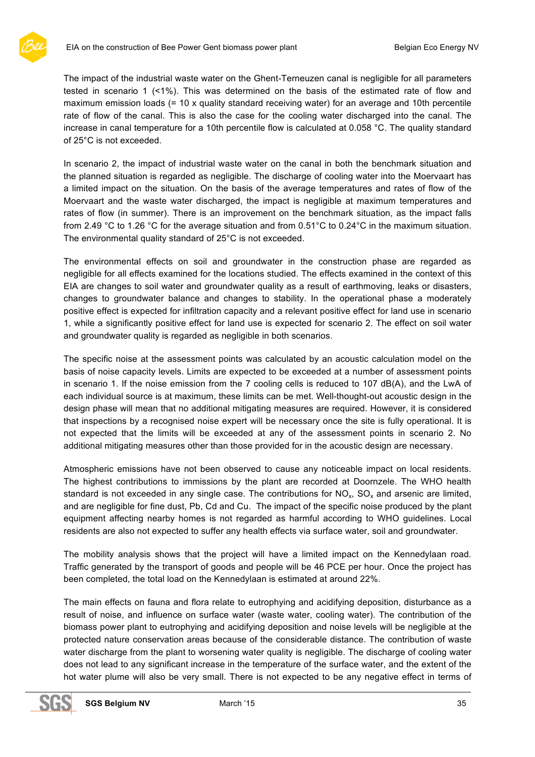The impact of the industrial waste water on the Ghent-Terneuzen canal is negligible for all parameters tested in scenario 1 (<1%). This was determined on the basis of the estimated rate of flow and maximum emission loads (= 10 x quality standard receiving water) for an average and 10th percentile rate of flow of the canal. This is also the case for the cooling water discharged into the canal. The increase in canal temperature for a 10th percentile flow is calculated at 0.058 °C. The quality standard of 25°C is not exceeded.

In scenario 2, the impact of industrial waste water on the canal in both the benchmark situation and the planned situation is regarded as negligible. The discharge of cooling water into the Moervaart has a limited impact on the situation. On the basis of the average temperatures and rates of flow of the Moervaart and the waste water discharged, the impact is negligible at maximum temperatures and rates of flow (in summer). There is an improvement on the benchmark situation, as the impact falls from 2.49 °C to 1.26 °C for the average situation and from 0.51°C to 0.24°C in the maximum situation. The environmental quality standard of 25°C is not exceeded.

The environmental effects on soil and groundwater in the construction phase are regarded as negligible for all effects examined for the locations studied. The effects examined in the context of this EIA are changes to soil water and groundwater quality as a result of earthmoving, leaks or disasters, changes to groundwater balance and changes to stability. In the operational phase a moderately positive effect is expected for infiltration capacity and a relevant positive effect for land use in scenario 1, while a significantly positive effect for land use is expected for scenario 2. The effect on soil water and groundwater quality is regarded as negligible in both scenarios.

The specific noise at the assessment points was calculated by an acoustic calculation model on the basis of noise capacity levels. Limits are expected to be exceeded at a number of assessment points in scenario 1. If the noise emission from the 7 cooling cells is reduced to 107 dB(A), and the LwA of each individual source is at maximum, these limits can be met. Well-thought-out acoustic design in the design phase will mean that no additional mitigating measures are required. However, it is considered that inspections by a recognised noise expert will be necessary once the site is fully operational. It is not expected that the limits will be exceeded at any of the assessment points in scenario 2. No additional mitigating measures other than those provided for in the acoustic design are necessary.

Atmospheric emissions have not been observed to cause any noticeable impact on local residents. The highest contributions to immissions by the plant are recorded at Doornzele. The WHO health standard is not exceeded in any single case. The contributions for $NO_x$, $SO_x$ and arsenic are limited, and are negligible for fine dust, Pb, Cd and Cu. The impact of the specific noise produced by the plant equipment affecting nearby homes is not regarded as harmful according to WHO guidelines. Local residents are also not expected to suffer any health effects via surface water, soil and groundwater.

The mobility analysis shows that the project will have a limited impact on the Kennedylaan road. Traffic generated by the transport of goods and people will be 46 PCE per hour. Once the project has been completed, the total load on the Kennedylaan is estimated at around 22%.

The main effects on fauna and flora relate to eutrophying and acidifying deposition, disturbance as a result of noise, and influence on surface water (waste water, cooling water). The contribution of the biomass power plant to eutrophying and acidifying deposition and noise levels will be negligible at the protected nature conservation areas because of the considerable distance. The contribution of waste water discharge from the plant to worsening water quality is negligible. The discharge of cooling water does not lead to any significant increase in the temperature of the surface water, and the extent of the hot water plume will also be very small. There is not expected to be any negative effect in terms of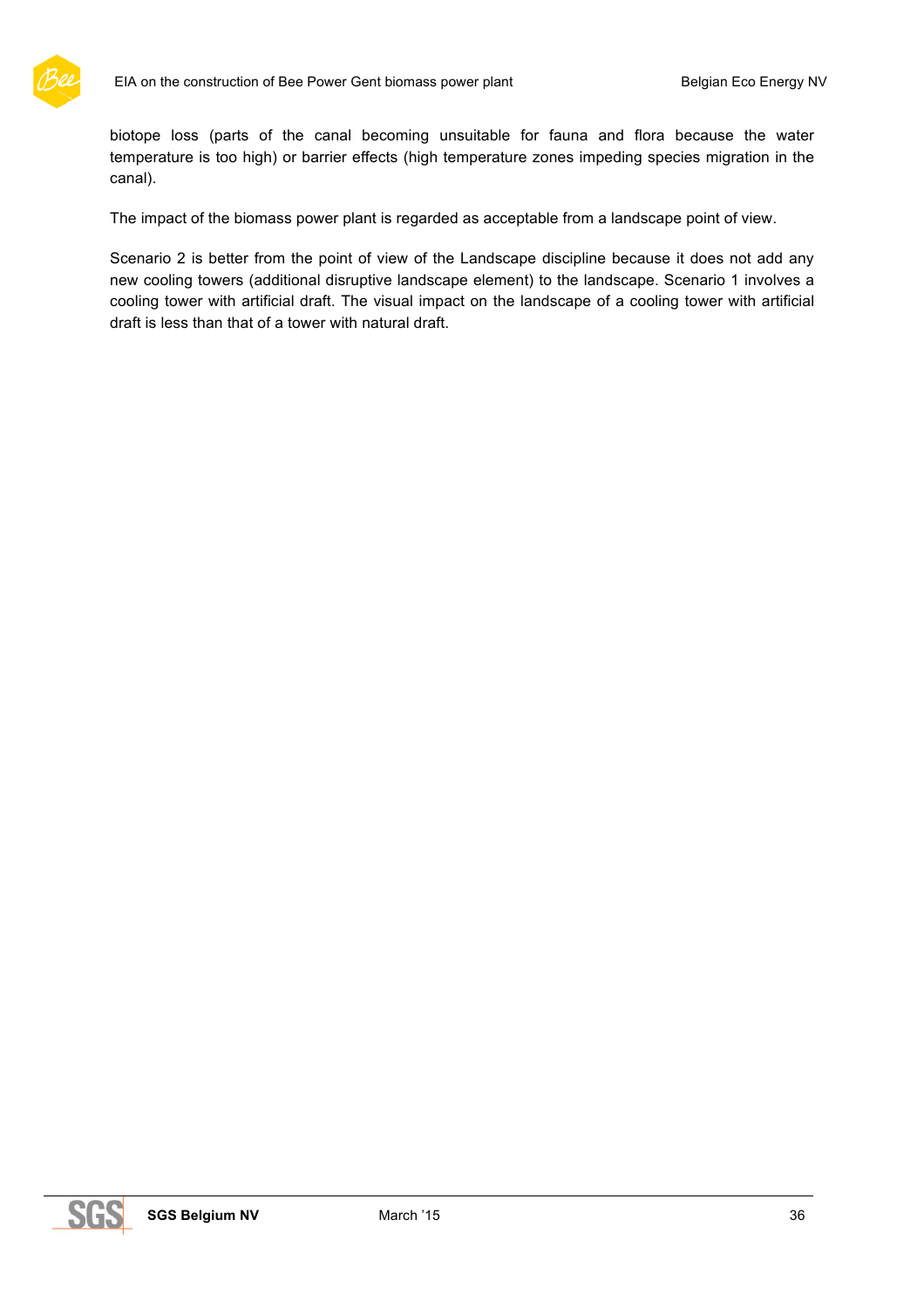biotope loss (parts of the canal becoming unsuitable for fauna and flora because the water temperature is too high) or barrier effects (high temperature zones impeding species migration in the canal).

The impact of the biomass power plant is regarded as acceptable from a landscape point of view.

Scenario 2 is better from the point of view of the Landscape discipline because it does not add any new cooling towers (additional disruptive landscape element) to the landscape. Scenario 1 involves a cooling tower with artificial draft. The visual impact on the landscape of a cooling tower with artificial draft is less than that of a tower with natural draft.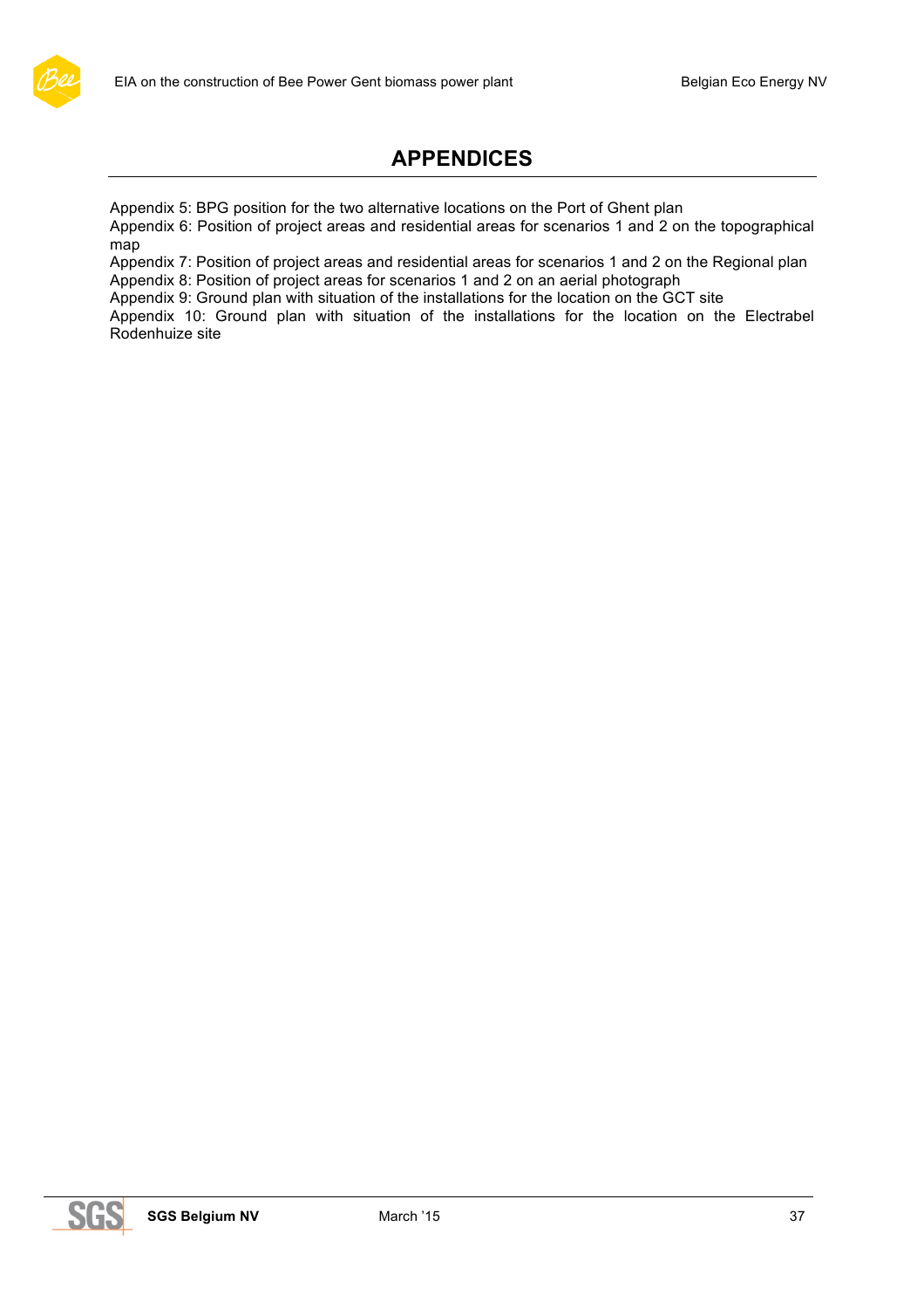# APPENDICES

Appendix 5: BPG position for the two alternative locations on the Port of Ghent plan
Appendix 6: Position of project areas and residential areas for scenarios 1 and 2 on the topographical map
Appendix 7: Position of project areas and residential areas for scenarios 1 and 2 on the Regional plan
Appendix 8: Position of project areas for scenarios 1 and 2 on an aerial photograph
Appendix 9: Ground plan with situation of the installations for the location on the GCT site
Appendix 10: Ground plan with situation of the installations for the location on the Electrabel Rodenhuize site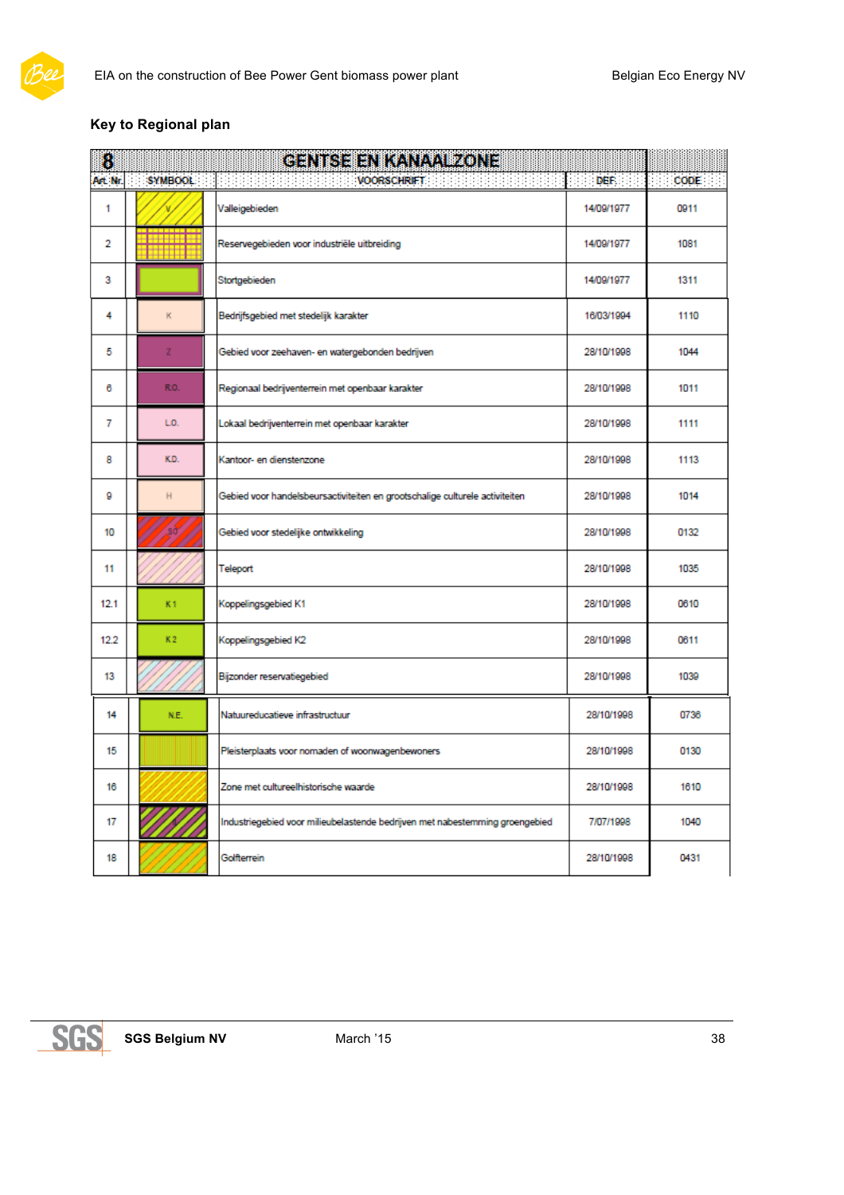### Key to Regional plan

| 8 | GENTSE EN KANAALZONE | | | |
|---|---|---|---|---|
| Art. Nr. | SYMBOOL | VOORSCHRIFT | DEF. | CODE |
| 1 | V | Valleigebieden | 14/09/1977 | 0911 |
| 2 | | Reservegebieden voor industriële uitbreiding | 14/09/1977 | 1081 |
| 3 | | Stortgebieden | 14/09/1977 | 1311 |
| 4 | K | Bedrijfsgebied met stedelijk karakter | 16/03/1994 | 1110 |
| 5 | Z | Gebied voor zeehaven- en watergebonden bedrijven | 28/10/1998 | 1044 |
| 6 | R.O. | Regionaal bedrijventerrein met openbaar karakter | 28/10/1998 | 1011 |
| 7 | L.O. | Lokaal bedrijventerrein met openbaar karakter | 28/10/1998 | 1111 |
| 8 | K.D. | Kantoor- en dienstenzone | 28/10/1998 | 1113 |
| 9 | H | Gebied voor handelsbeursactiviteiten en grootschalige culturele activiteiten | 28/10/1998 | 1014 |
| 10 | SO | Gebied voor stedelijke ontwikkeling | 28/10/1998 | 0132 |
| 11 | | Teleport | 28/10/1998 | 1035 |
| 12.1 | K1 | Koppelingsgebied K1 | 28/10/1998 | 0610 |
| 12.2 | K2 | Koppelingsgebied K2 | 28/10/1998 | 0611 |
| 13 | | Bijzonder reservatiegebied | 28/10/1998 | 1039 |
| 14 | N.E. | Natuureducatieve infrastructuur | 28/10/1998 | 0736 |
| 15 | | Pleisterplaats voor nomaden of woonwagenbewoners | 28/10/1998 | 0130 |
| 16 | | Zone met cultureelhistorische waarde | 28/10/1998 | 1610 |
| 17 | | Industriegebied voor milieubelastende bedrijven met nabestemming groengebied | 7/07/1998 | 1040 |
| 18 | | Golfterrein | 28/10/1998 | 0431 |